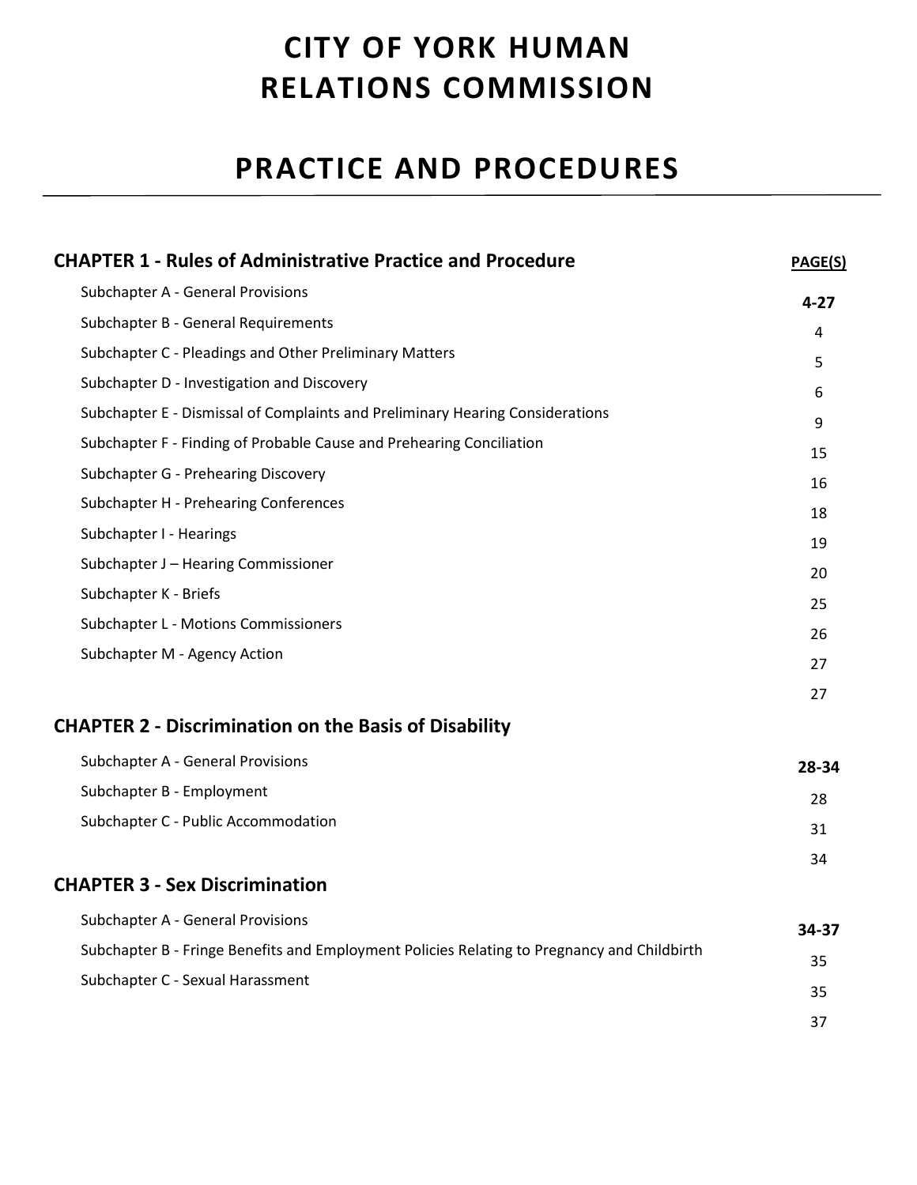# CITY OF YORK HUMAN RELATIONS COMMISSION

# PRACTICE AND PROCEDURES

| | PAGE(S) |
|---|---|
| **CHAPTER 1 - Rules of Administrative Practice and Procedure** | **4-27** |
| Subchapter A - General Provisions | 4 |
| Subchapter B - General Requirements | 5 |
| Subchapter C - Pleadings and Other Preliminary Matters | 6 |
| Subchapter D - Investigation and Discovery | 9 |
| Subchapter E - Dismissal of Complaints and Preliminary Hearing Considerations | 15 |
| Subchapter F - Finding of Probable Cause and Prehearing Conciliation | 16 |
| Subchapter G - Prehearing Discovery | 18 |
| Subchapter H - Prehearing Conferences | 19 |
| Subchapter I - Hearings | 20 |
| Subchapter J – Hearing Commissioner | 25 |
| Subchapter K - Briefs | 26 |
| Subchapter L - Motions Commissioners | 27 |
| Subchapter M - Agency Action | 27 |
| **CHAPTER 2 - Discrimination on the Basis of Disability** | **28-34** |
| Subchapter A - General Provisions | 28 |
| Subchapter B - Employment | 31 |
| Subchapter C - Public Accommodation | 34 |
| **CHAPTER 3 - Sex Discrimination** | **34-37** |
| Subchapter A - General Provisions | 35 |
| Subchapter B - Fringe Benefits and Employment Policies Relating to Pregnancy and Childbirth | 35 |
| Subchapter C - Sexual Harassment | 37 |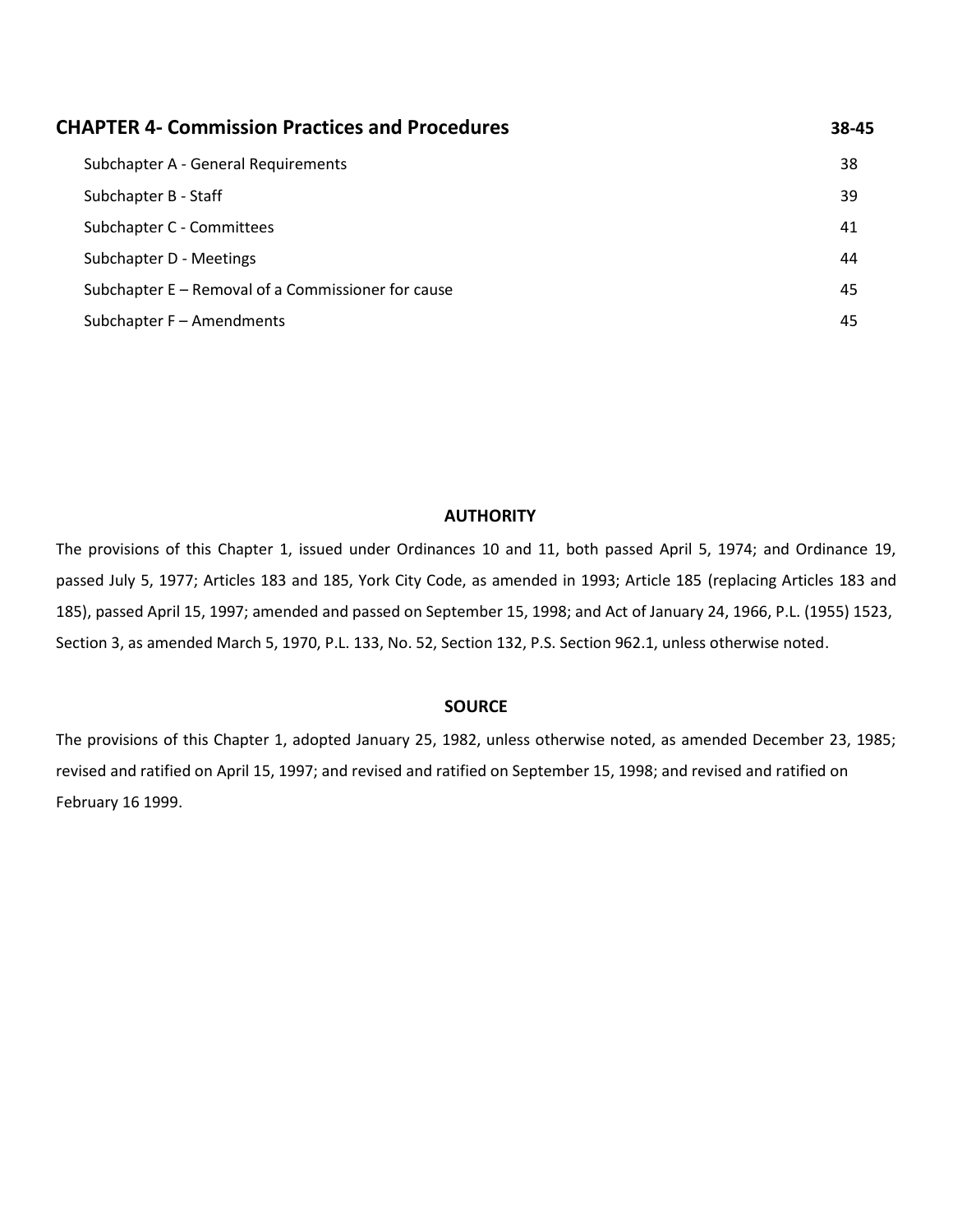| **CHAPTER 4- Commission Practices and Procedures** | **38-45** |
|---|---|
| Subchapter A - General Requirements | 38 |
| Subchapter B - Staff | 39 |
| Subchapter C - Committees | 41 |
| Subchapter D - Meetings | 44 |
| Subchapter E – Removal of a Commissioner for cause | 45 |
| Subchapter F – Amendments | 45 |

**AUTHORITY**

The provisions of this Chapter 1, issued under Ordinances 10 and 11, both passed April 5, 1974; and Ordinance 19, passed July 5, 1977; Articles 183 and 185, York City Code, as amended in 1993; Article 185 (replacing Articles 183 and 185), passed April 15, 1997; amended and passed on September 15, 1998; and Act of January 24, 1966, P.L. (1955) 1523, Section 3, as amended March 5, 1970, P.L. 133, No. 52, Section 132, P.S. Section 962.1, unless otherwise noted.

**SOURCE**

The provisions of this Chapter 1, adopted January 25, 1982, unless otherwise noted, as amended December 23, 1985; revised and ratified on April 15, 1997; and revised and ratified on September 15, 1998; and revised and ratified on February 16 1999.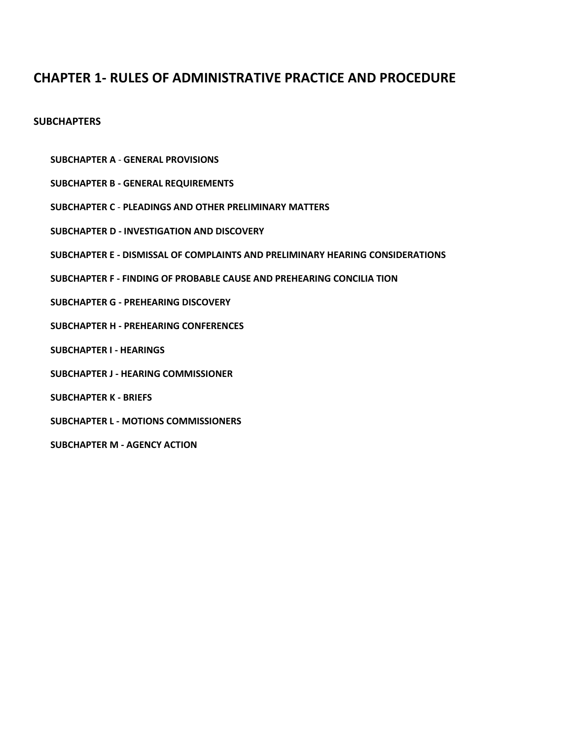# CHAPTER 1- RULES OF ADMINISTRATIVE PRACTICE AND PROCEDURE

## SUBCHAPTERS

**SUBCHAPTER A - GENERAL PROVISIONS**

**SUBCHAPTER B - GENERAL REQUIREMENTS**

**SUBCHAPTER C - PLEADINGS AND OTHER PRELIMINARY MATTERS**

**SUBCHAPTER D - INVESTIGATION AND DISCOVERY**

**SUBCHAPTER E - DISMISSAL OF COMPLAINTS AND PRELIMINARY HEARING CONSIDERATIONS**

**SUBCHAPTER F - FINDING OF PROBABLE CAUSE AND PREHEARING CONCILIA TION**

**SUBCHAPTER G - PREHEARING DISCOVERY**

**SUBCHAPTER H - PREHEARING CONFERENCES**

**SUBCHAPTER I - HEARINGS**

**SUBCHAPTER J - HEARING COMMISSIONER**

**SUBCHAPTER K - BRIEFS**

**SUBCHAPTER L - MOTIONS COMMISSIONERS**

**SUBCHAPTER M - AGENCY ACTION**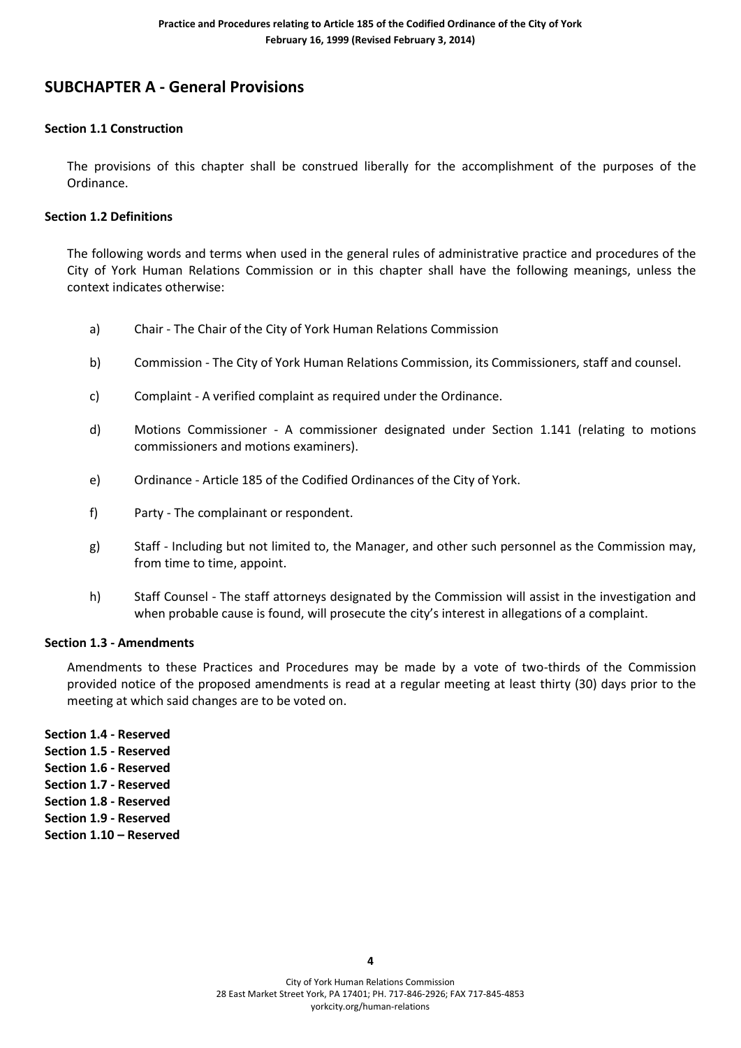## SUBCHAPTER A - General Provisions

**Section 1.1 Construction**

The provisions of this chapter shall be construed liberally for the accomplishment of the purposes of the Ordinance.

**Section 1.2 Definitions**

The following words and terms when used in the general rules of administrative practice and procedures of the City of York Human Relations Commission or in this chapter shall have the following meanings, unless the context indicates otherwise:

a) Chair - The Chair of the City of York Human Relations Commission

b) Commission - The City of York Human Relations Commission, its Commissioners, staff and counsel.

c) Complaint - A verified complaint as required under the Ordinance.

d) Motions Commissioner - A commissioner designated under Section 1.141 (relating to motions commissioners and motions examiners).

e) Ordinance - Article 185 of the Codified Ordinances of the City of York.

f) Party - The complainant or respondent.

g) Staff - Including but not limited to, the Manager, and other such personnel as the Commission may, from time to time, appoint.

h) Staff Counsel - The staff attorneys designated by the Commission will assist in the investigation and when probable cause is found, will prosecute the city's interest in allegations of a complaint.

**Section 1.3 - Amendments**

Amendments to these Practices and Procedures may be made by a vote of two-thirds of the Commission provided notice of the proposed amendments is read at a regular meeting at least thirty (30) days prior to the meeting at which said changes are to be voted on.

**Section 1.4 - Reserved**
**Section 1.5 - Reserved**
**Section 1.6 - Reserved**
**Section 1.7 - Reserved**
**Section 1.8 - Reserved**
**Section 1.9 - Reserved**
**Section 1.10 – Reserved**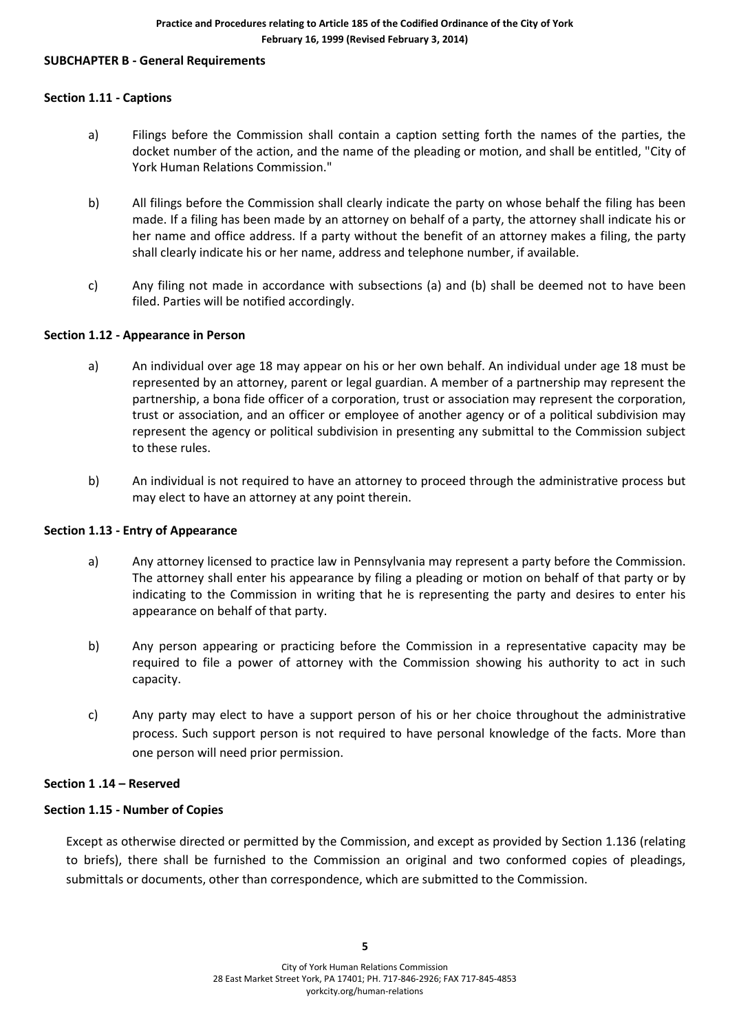## SUBCHAPTER B - General Requirements

### Section 1.11 - Captions

a) Filings before the Commission shall contain a caption setting forth the names of the parties, the docket number of the action, and the name of the pleading or motion, and shall be entitled, "City of York Human Relations Commission."

b) All filings before the Commission shall clearly indicate the party on whose behalf the filing has been made. If a filing has been made by an attorney on behalf of a party, the attorney shall indicate his or her name and office address. If a party without the benefit of an attorney makes a filing, the party shall clearly indicate his or her name, address and telephone number, if available.

c) Any filing not made in accordance with subsections (a) and (b) shall be deemed not to have been filed. Parties will be notified accordingly.

### Section 1.12 - Appearance in Person

a) An individual over age 18 may appear on his or her own behalf. An individual under age 18 must be represented by an attorney, parent or legal guardian. A member of a partnership may represent the partnership, a bona fide officer of a corporation, trust or association may represent the corporation, trust or association, and an officer or employee of another agency or of a political subdivision may represent the agency or political subdivision in presenting any submittal to the Commission subject to these rules.

b) An individual is not required to have an attorney to proceed through the administrative process but may elect to have an attorney at any point therein.

### Section 1.13 - Entry of Appearance

a) Any attorney licensed to practice law in Pennsylvania may represent a party before the Commission. The attorney shall enter his appearance by filing a pleading or motion on behalf of that party or by indicating to the Commission in writing that he is representing the party and desires to enter his appearance on behalf of that party.

b) Any person appearing or practicing before the Commission in a representative capacity may be required to file a power of attorney with the Commission showing his authority to act in such capacity.

c) Any party may elect to have a support person of his or her choice throughout the administrative process. Such support person is not required to have personal knowledge of the facts. More than one person will need prior permission.

### Section 1 .14 – Reserved

### Section 1.15 - Number of Copies

Except as otherwise directed or permitted by the Commission, and except as provided by Section 1.136 (relating to briefs), there shall be furnished to the Commission an original and two conformed copies of pleadings, submittals or documents, other than correspondence, which are submitted to the Commission.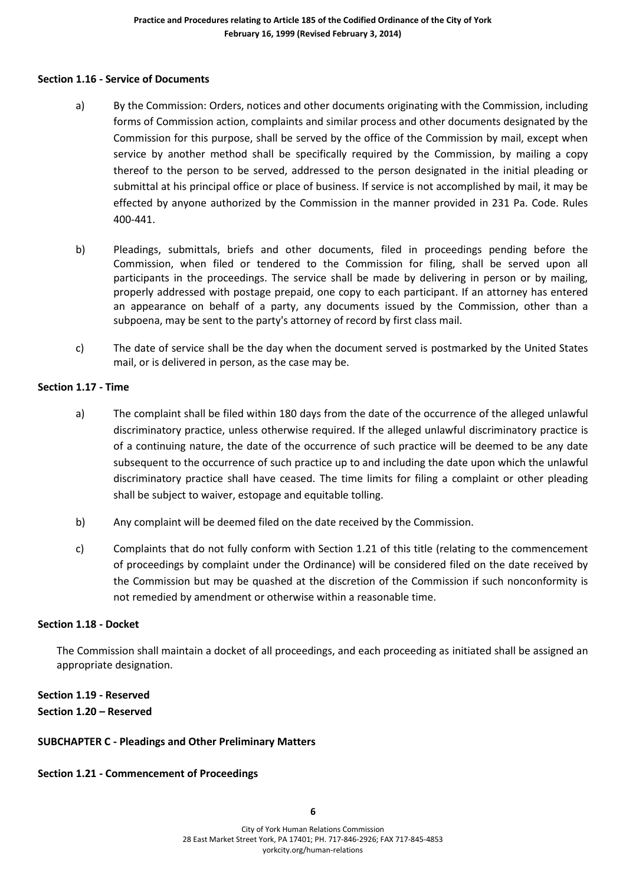### Section 1.16 - Service of Documents

a) By the Commission: Orders, notices and other documents originating with the Commission, including forms of Commission action, complaints and similar process and other documents designated by the Commission for this purpose, shall be served by the office of the Commission by mail, except when service by another method shall be specifically required by the Commission, by mailing a copy thereof to the person to be served, addressed to the person designated in the initial pleading or submittal at his principal office or place of business. If service is not accomplished by mail, it may be effected by anyone authorized by the Commission in the manner provided in 231 Pa. Code. Rules 400-441.

b) Pleadings, submittals, briefs and other documents, filed in proceedings pending before the Commission, when filed or tendered to the Commission for filing, shall be served upon all participants in the proceedings. The service shall be made by delivering in person or by mailing, properly addressed with postage prepaid, one copy to each participant. If an attorney has entered an appearance on behalf of a party, any documents issued by the Commission, other than a subpoena, may be sent to the party's attorney of record by first class mail.

c) The date of service shall be the day when the document served is postmarked by the United States mail, or is delivered in person, as the case may be.

### Section 1.17 - Time

a) The complaint shall be filed within 180 days from the date of the occurrence of the alleged unlawful discriminatory practice, unless otherwise required. If the alleged unlawful discriminatory practice is of a continuing nature, the date of the occurrence of such practice will be deemed to be any date subsequent to the occurrence of such practice up to and including the date upon which the unlawful discriminatory practice shall have ceased. The time limits for filing a complaint or other pleading shall be subject to waiver, estopage and equitable tolling.

b) Any complaint will be deemed filed on the date received by the Commission.

c) Complaints that do not fully conform with Section 1.21 of this title (relating to the commencement of proceedings by complaint under the Ordinance) will be considered filed on the date received by the Commission but may be quashed at the discretion of the Commission if such nonconformity is not remedied by amendment or otherwise within a reasonable time.

### Section 1.18 - Docket

The Commission shall maintain a docket of all proceedings, and each proceeding as initiated shall be assigned an appropriate designation.

### Section 1.19 - Reserved

### Section 1.20 – Reserved

## SUBCHAPTER C - Pleadings and Other Preliminary Matters

### Section 1.21 - Commencement of Proceedings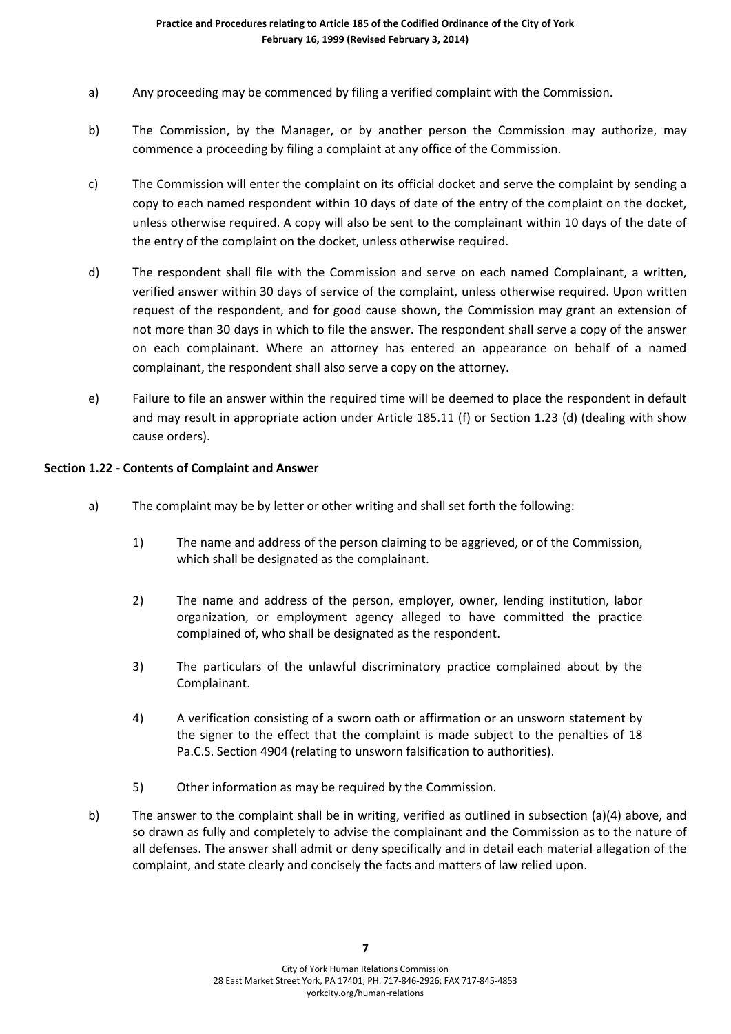a) Any proceeding may be commenced by filing a verified complaint with the Commission.

b) The Commission, by the Manager, or by another person the Commission may authorize, may commence a proceeding by filing a complaint at any office of the Commission.

c) The Commission will enter the complaint on its official docket and serve the complaint by sending a copy to each named respondent within 10 days of date of the entry of the complaint on the docket, unless otherwise required. A copy will also be sent to the complainant within 10 days of the date of the entry of the complaint on the docket, unless otherwise required.

d) The respondent shall file with the Commission and serve on each named Complainant, a written, verified answer within 30 days of service of the complaint, unless otherwise required. Upon written request of the respondent, and for good cause shown, the Commission may grant an extension of not more than 30 days in which to file the answer. The respondent shall serve a copy of the answer on each complainant. Where an attorney has entered an appearance on behalf of a named complainant, the respondent shall also serve a copy on the attorney.

e) Failure to file an answer within the required time will be deemed to place the respondent in default and may result in appropriate action under Article 185.11 (f) or Section 1.23 (d) (dealing with show cause orders).

**Section 1.22 - Contents of Complaint and Answer**

a) The complaint may be by letter or other writing and shall set forth the following:

   1) The name and address of the person claiming to be aggrieved, or of the Commission, which shall be designated as the complainant.

   2) The name and address of the person, employer, owner, lending institution, labor organization, or employment agency alleged to have committed the practice complained of, who shall be designated as the respondent.

   3) The particulars of the unlawful discriminatory practice complained about by the Complainant.

   4) A verification consisting of a sworn oath or affirmation or an unsworn statement by the signer to the effect that the complaint is made subject to the penalties of 18 Pa.C.S. Section 4904 (relating to unsworn falsification to authorities).

   5) Other information as may be required by the Commission.

b) The answer to the complaint shall be in writing, verified as outlined in subsection (a)(4) above, and so drawn as fully and completely to advise the complainant and the Commission as to the nature of all defenses. The answer shall admit or deny specifically and in detail each material allegation of the complaint, and state clearly and concisely the facts and matters of law relied upon.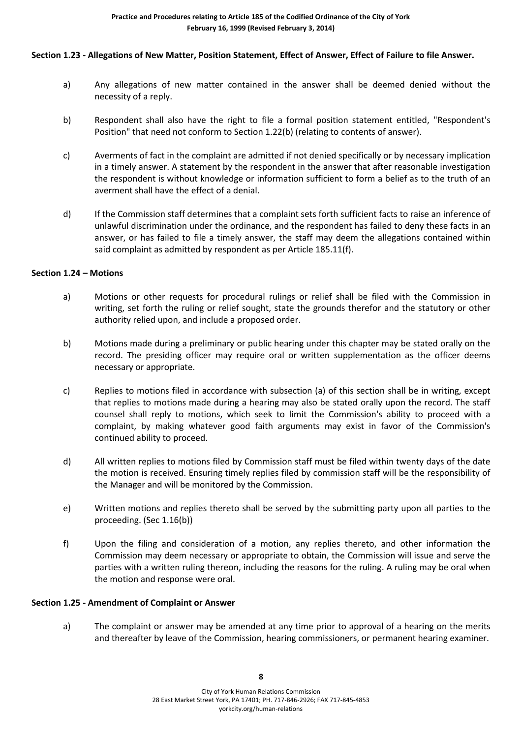### Section 1.23 - Allegations of New Matter, Position Statement, Effect of Answer, Effect of Failure to file Answer.

a) Any allegations of new matter contained in the answer shall be deemed denied without the necessity of a reply.

b) Respondent shall also have the right to file a formal position statement entitled, "Respondent's Position" that need not conform to Section 1.22(b) (relating to contents of answer).

c) Averments of fact in the complaint are admitted if not denied specifically or by necessary implication in a timely answer. A statement by the respondent in the answer that after reasonable investigation the respondent is without knowledge or information sufficient to form a belief as to the truth of an averment shall have the effect of a denial.

d) If the Commission staff determines that a complaint sets forth sufficient facts to raise an inference of unlawful discrimination under the ordinance, and the respondent has failed to deny these facts in an answer, or has failed to file a timely answer, the staff may deem the allegations contained within said complaint as admitted by respondent as per Article 185.11(f).

### Section 1.24 – Motions

a) Motions or other requests for procedural rulings or relief shall be filed with the Commission in writing, set forth the ruling or relief sought, state the grounds therefor and the statutory or other authority relied upon, and include a proposed order.

b) Motions made during a preliminary or public hearing under this chapter may be stated orally on the record. The presiding officer may require oral or written supplementation as the officer deems necessary or appropriate.

c) Replies to motions filed in accordance with subsection (a) of this section shall be in writing, except that replies to motions made during a hearing may also be stated orally upon the record. The staff counsel shall reply to motions, which seek to limit the Commission's ability to proceed with a complaint, by making whatever good faith arguments may exist in favor of the Commission's continued ability to proceed.

d) All written replies to motions filed by Commission staff must be filed within twenty days of the date the motion is received. Ensuring timely replies filed by commission staff will be the responsibility of the Manager and will be monitored by the Commission.

e) Written motions and replies thereto shall be served by the submitting party upon all parties to the proceeding. (Sec 1.16(b))

f) Upon the filing and consideration of a motion, any replies thereto, and other information the Commission may deem necessary or appropriate to obtain, the Commission will issue and serve the parties with a written ruling thereon, including the reasons for the ruling. A ruling may be oral when the motion and response were oral.

### Section 1.25 - Amendment of Complaint or Answer

a) The complaint or answer may be amended at any time prior to approval of a hearing on the merits and thereafter by leave of the Commission, hearing commissioners, or permanent hearing examiner.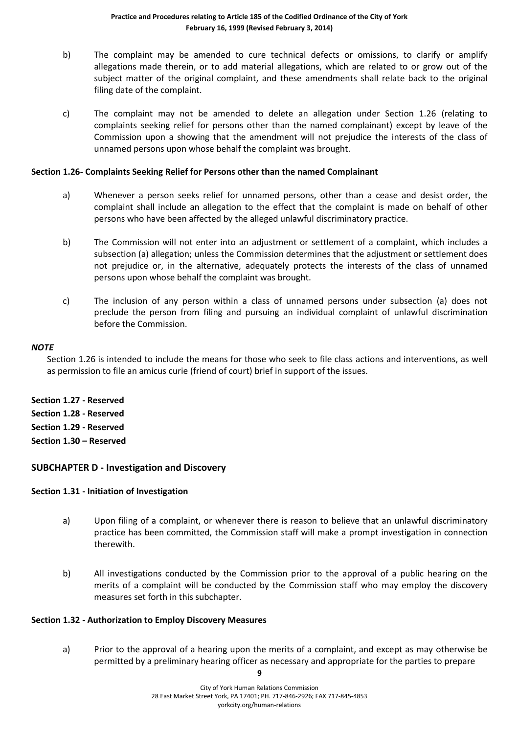b) The complaint may be amended to cure technical defects or omissions, to clarify or amplify allegations made therein, or to add material allegations, which are related to or grow out of the subject matter of the original complaint, and these amendments shall relate back to the original filing date of the complaint.

c) The complaint may not be amended to delete an allegation under Section 1.26 (relating to complaints seeking relief for persons other than the named complainant) except by leave of the Commission upon a showing that the amendment will not prejudice the interests of the class of unnamed persons upon whose behalf the complaint was brought.

**Section 1.26- Complaints Seeking Relief for Persons other than the named Complainant**

a) Whenever a person seeks relief for unnamed persons, other than a cease and desist order, the complaint shall include an allegation to the effect that the complaint is made on behalf of other persons who have been affected by the alleged unlawful discriminatory practice.

b) The Commission will not enter into an adjustment or settlement of a complaint, which includes a subsection (a) allegation; unless the Commission determines that the adjustment or settlement does not prejudice or, in the alternative, adequately protects the interests of the class of unnamed persons upon whose behalf the complaint was brought.

c) The inclusion of any person within a class of unnamed persons under subsection (a) does not preclude the person from filing and pursuing an individual complaint of unlawful discrimination before the Commission.

***NOTE***

Section 1.26 is intended to include the means for those who seek to file class actions and interventions, as well as permission to file an amicus curie (friend of court) brief in support of the issues.

**Section 1.27 - Reserved**

**Section 1.28 - Reserved**

**Section 1.29 - Reserved**

**Section 1.30 – Reserved**

## SUBCHAPTER D - Investigation and Discovery

**Section 1.31 - Initiation of Investigation**

a) Upon filing of a complaint, or whenever there is reason to believe that an unlawful discriminatory practice has been committed, the Commission staff will make a prompt investigation in connection therewith.

b) All investigations conducted by the Commission prior to the approval of a public hearing on the merits of a complaint will be conducted by the Commission staff who may employ the discovery measures set forth in this subchapter.

**Section 1.32 - Authorization to Employ Discovery Measures**

a) Prior to the approval of a hearing upon the merits of a complaint, and except as may otherwise be permitted by a preliminary hearing officer as necessary and appropriate for the parties to prepare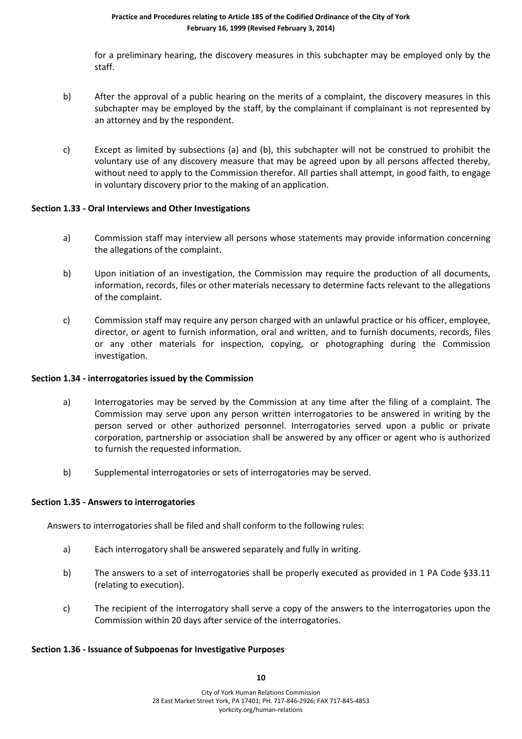for a preliminary hearing, the discovery measures in this subchapter may be employed only by the staff.

b) After the approval of a public hearing on the merits of a complaint, the discovery measures in this subchapter may be employed by the staff, by the complainant if complainant is not represented by an attorney and by the respondent.

c) Except as limited by subsections (a) and (b), this subchapter will not be construed to prohibit the voluntary use of any discovery measure that may be agreed upon by all persons affected thereby, without need to apply to the Commission therefor. All parties shall attempt, in good faith, to engage in voluntary discovery prior to the making of an application.

**Section 1.33 - Oral Interviews and Other Investigations**

a) Commission staff may interview all persons whose statements may provide information concerning the allegations of the complaint.

b) Upon initiation of an investigation, the Commission may require the production of all documents, information, records, files or other materials necessary to determine facts relevant to the allegations of the complaint.

c) Commission staff may require any person charged with an unlawful practice or his officer, employee, director, or agent to furnish information, oral and written, and to furnish documents, records, files or any other materials for inspection, copying, or photographing during the Commission investigation.

**Section 1.34 - interrogatories issued by the Commission**

a) Interrogatories may be served by the Commission at any time after the filing of a complaint. The Commission may serve upon any person written interrogatories to be answered in writing by the person served or other authorized personnel. Interrogatories served upon a public or private corporation, partnership or association shall be answered by any officer or agent who is authorized to furnish the requested information.

b) Supplemental interrogatories or sets of interrogatories may be served.

**Section 1.35 - Answers to interrogatories**

Answers to interrogatories shall be filed and shall conform to the following rules:

a) Each interrogatory shall be answered separately and fully in writing.

b) The answers to a set of interrogatories shall be properly executed as provided in 1 PA Code §33.11 (relating to execution).

c) The recipient of the interrogatory shall serve a copy of the answers to the interrogatories upon the Commission within 20 days after service of the interrogatories.

**Section 1.36 - Issuance of Subpoenas for Investigative Purposes**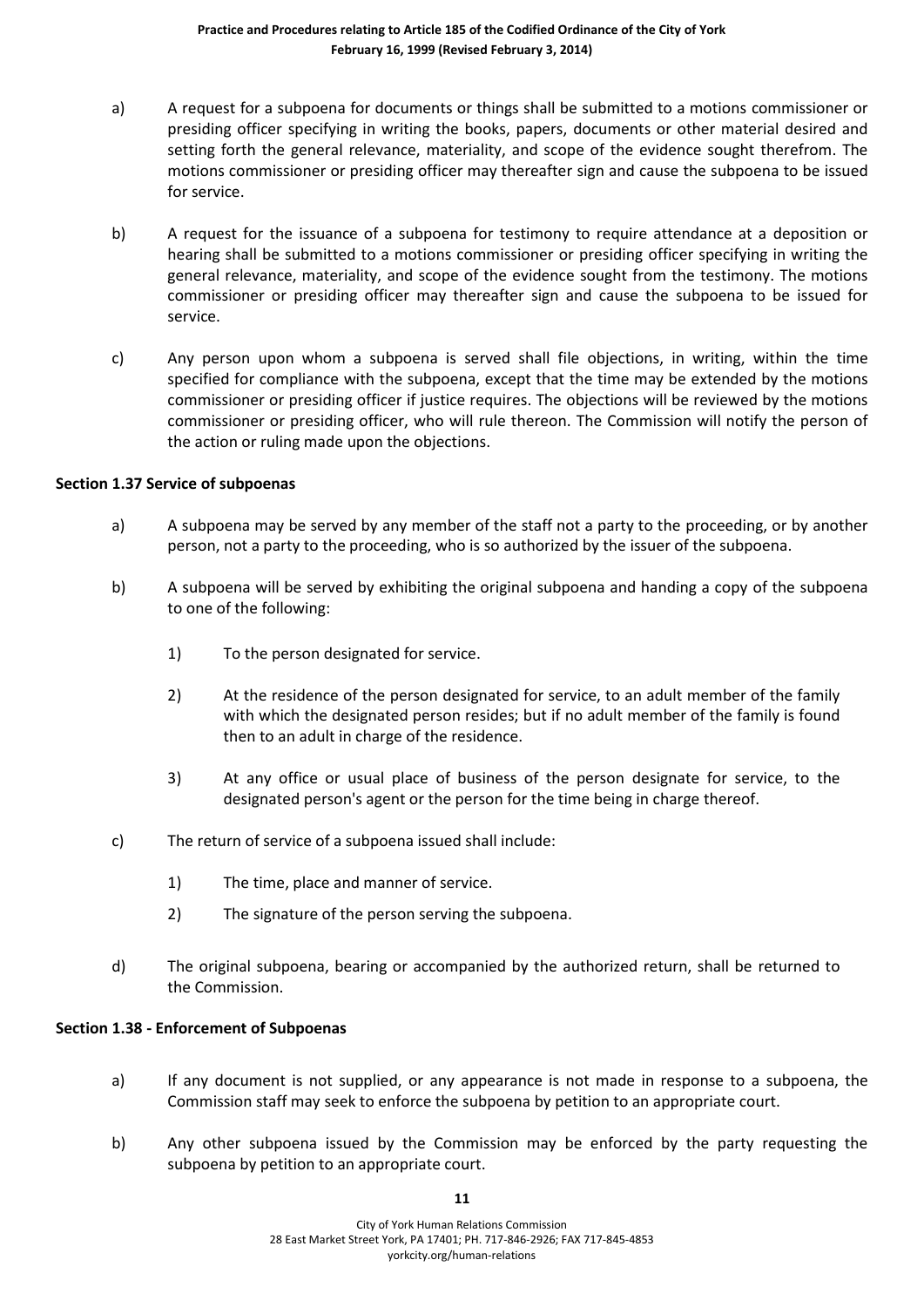a) A request for a subpoena for documents or things shall be submitted to a motions commissioner or presiding officer specifying in writing the books, papers, documents or other material desired and setting forth the general relevance, materiality, and scope of the evidence sought therefrom. The motions commissioner or presiding officer may thereafter sign and cause the subpoena to be issued for service.

b) A request for the issuance of a subpoena for testimony to require attendance at a deposition or hearing shall be submitted to a motions commissioner or presiding officer specifying in writing the general relevance, materiality, and scope of the evidence sought from the testimony. The motions commissioner or presiding officer may thereafter sign and cause the subpoena to be issued for service.

c) Any person upon whom a subpoena is served shall file objections, in writing, within the time specified for compliance with the subpoena, except that the time may be extended by the motions commissioner or presiding officer if justice requires. The objections will be reviewed by the motions commissioner or presiding officer, who will rule thereon. The Commission will notify the person of the action or ruling made upon the objections.

**Section 1.37 Service of subpoenas**

a) A subpoena may be served by any member of the staff not a party to the proceeding, or by another person, not a party to the proceeding, who is so authorized by the issuer of the subpoena.

b) A subpoena will be served by exhibiting the original subpoena and handing a copy of the subpoena to one of the following:

   1) To the person designated for service.

   2) At the residence of the person designated for service, to an adult member of the family with which the designated person resides; but if no adult member of the family is found then to an adult in charge of the residence.

   3) At any office or usual place of business of the person designate for service, to the designated person's agent or the person for the time being in charge thereof.

c) The return of service of a subpoena issued shall include:

   1) The time, place and manner of service.

   2) The signature of the person serving the subpoena.

d) The original subpoena, bearing or accompanied by the authorized return, shall be returned to the Commission.

**Section 1.38 - Enforcement of Subpoenas**

a) If any document is not supplied, or any appearance is not made in response to a subpoena, the Commission staff may seek to enforce the subpoena by petition to an appropriate court.

b) Any other subpoena issued by the Commission may be enforced by the party requesting the subpoena by petition to an appropriate court.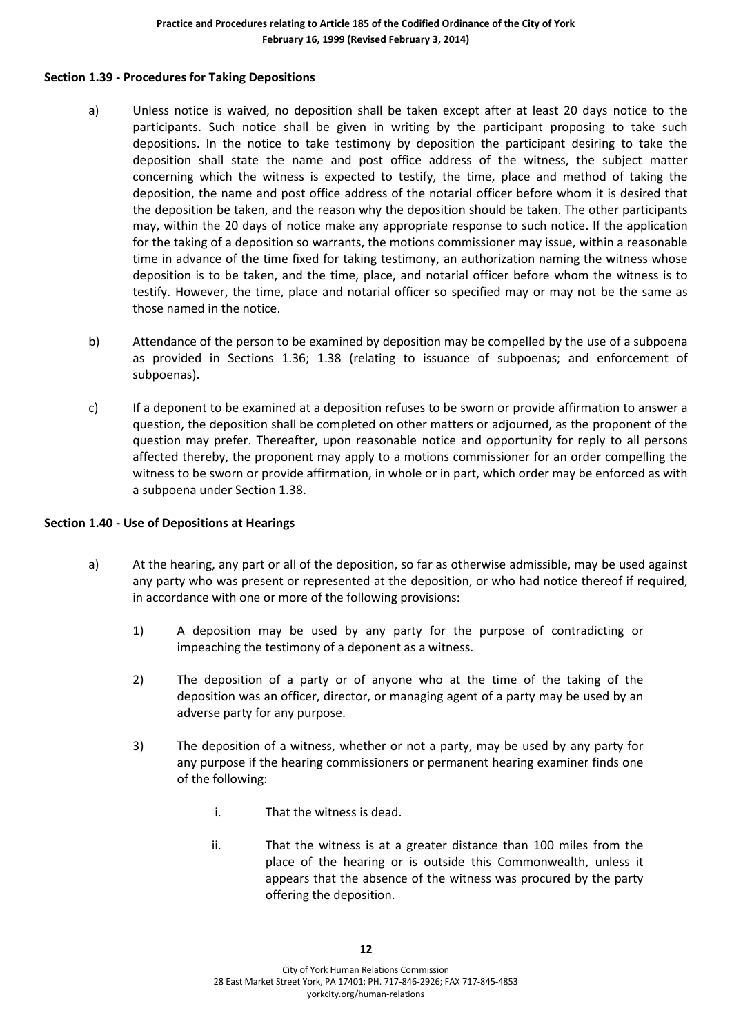### Section 1.39 - Procedures for Taking Depositions

a) Unless notice is waived, no deposition shall be taken except after at least 20 days notice to the participants. Such notice shall be given in writing by the participant proposing to take such depositions. In the notice to take testimony by deposition the participant desiring to take the deposition shall state the name and post office address of the witness, the subject matter concerning which the witness is expected to testify, the time, place and method of taking the deposition, the name and post office address of the notarial officer before whom it is desired that the deposition be taken, and the reason why the deposition should be taken. The other participants may, within the 20 days of notice make any appropriate response to such notice. If the application for the taking of a deposition so warrants, the motions commissioner may issue, within a reasonable time in advance of the time fixed for taking testimony, an authorization naming the witness whose deposition is to be taken, and the time, place, and notarial officer before whom the witness is to testify. However, the time, place and notarial officer so specified may or may not be the same as those named in the notice.

b) Attendance of the person to be examined by deposition may be compelled by the use of a subpoena as provided in Sections 1.36; 1.38 (relating to issuance of subpoenas; and enforcement of subpoenas).

c) If a deponent to be examined at a deposition refuses to be sworn or provide affirmation to answer a question, the deposition shall be completed on other matters or adjourned, as the proponent of the question may prefer. Thereafter, upon reasonable notice and opportunity for reply to all persons affected thereby, the proponent may apply to a motions commissioner for an order compelling the witness to be sworn or provide affirmation, in whole or in part, which order may be enforced as with a subpoena under Section 1.38.

### Section 1.40 - Use of Depositions at Hearings

a) At the hearing, any part or all of the deposition, so far as otherwise admissible, may be used against any party who was present or represented at the deposition, or who had notice thereof if required, in accordance with one or more of the following provisions:

   1) A deposition may be used by any party for the purpose of contradicting or impeaching the testimony of a deponent as a witness.

   2) The deposition of a party or of anyone who at the time of the taking of the deposition was an officer, director, or managing agent of a party may be used by an adverse party for any purpose.

   3) The deposition of a witness, whether or not a party, may be used by any party for any purpose if the hearing commissioners or permanent hearing examiner finds one of the following:

      i. That the witness is dead.

      ii. That the witness is at a greater distance than 100 miles from the place of the hearing or is outside this Commonwealth, unless it appears that the absence of the witness was procured by the party offering the deposition.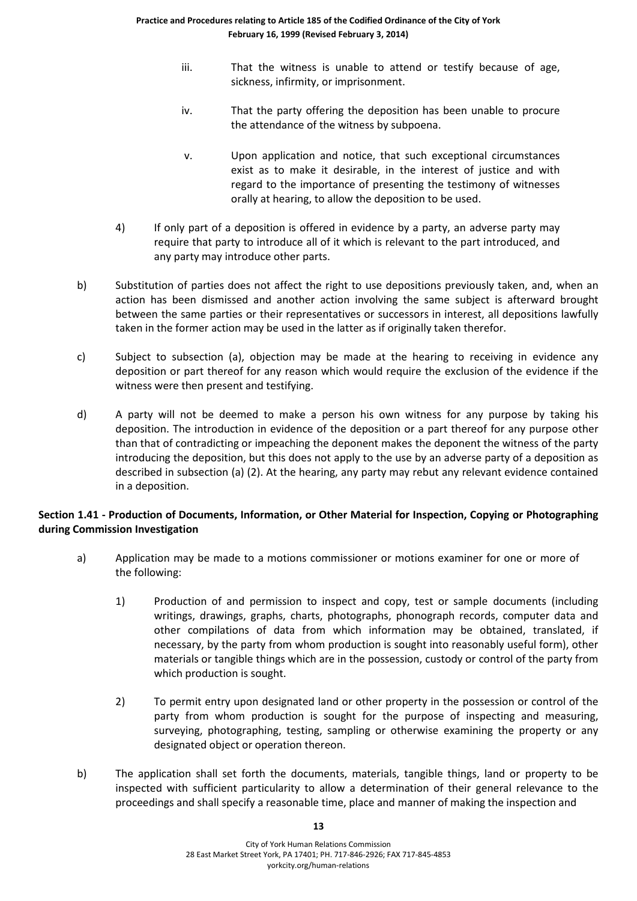iii. That the witness is unable to attend or testify because of age, sickness, infirmity, or imprisonment.

iv. That the party offering the deposition has been unable to procure the attendance of the witness by subpoena.

v. Upon application and notice, that such exceptional circumstances exist as to make it desirable, in the interest of justice and with regard to the importance of presenting the testimony of witnesses orally at hearing, to allow the deposition to be used.

4) If only part of a deposition is offered in evidence by a party, an adverse party may require that party to introduce all of it which is relevant to the part introduced, and any party may introduce other parts.

b) Substitution of parties does not affect the right to use depositions previously taken, and, when an action has been dismissed and another action involving the same subject is afterward brought between the same parties or their representatives or successors in interest, all depositions lawfully taken in the former action may be used in the latter as if originally taken therefor.

c) Subject to subsection (a), objection may be made at the hearing to receiving in evidence any deposition or part thereof for any reason which would require the exclusion of the evidence if the witness were then present and testifying.

d) A party will not be deemed to make a person his own witness for any purpose by taking his deposition. The introduction in evidence of the deposition or a part thereof for any purpose other than that of contradicting or impeaching the deponent makes the deponent the witness of the party introducing the deposition, but this does not apply to the use by an adverse party of a deposition as described in subsection (a) (2). At the hearing, any party may rebut any relevant evidence contained in a deposition.

**Section 1.41 - Production of Documents, Information, or Other Material for Inspection, Copying or Photographing during Commission Investigation**

a) Application may be made to a motions commissioner or motions examiner for one or more of the following:

1) Production of and permission to inspect and copy, test or sample documents (including writings, drawings, graphs, charts, photographs, phonograph records, computer data and other compilations of data from which information may be obtained, translated, if necessary, by the party from whom production is sought into reasonably useful form), other materials or tangible things which are in the possession, custody or control of the party from which production is sought.

2) To permit entry upon designated land or other property in the possession or control of the party from whom production is sought for the purpose of inspecting and measuring, surveying, photographing, testing, sampling or otherwise examining the property or any designated object or operation thereon.

b) The application shall set forth the documents, materials, tangible things, land or property to be inspected with sufficient particularity to allow a determination of their general relevance to the proceedings and shall specify a reasonable time, place and manner of making the inspection and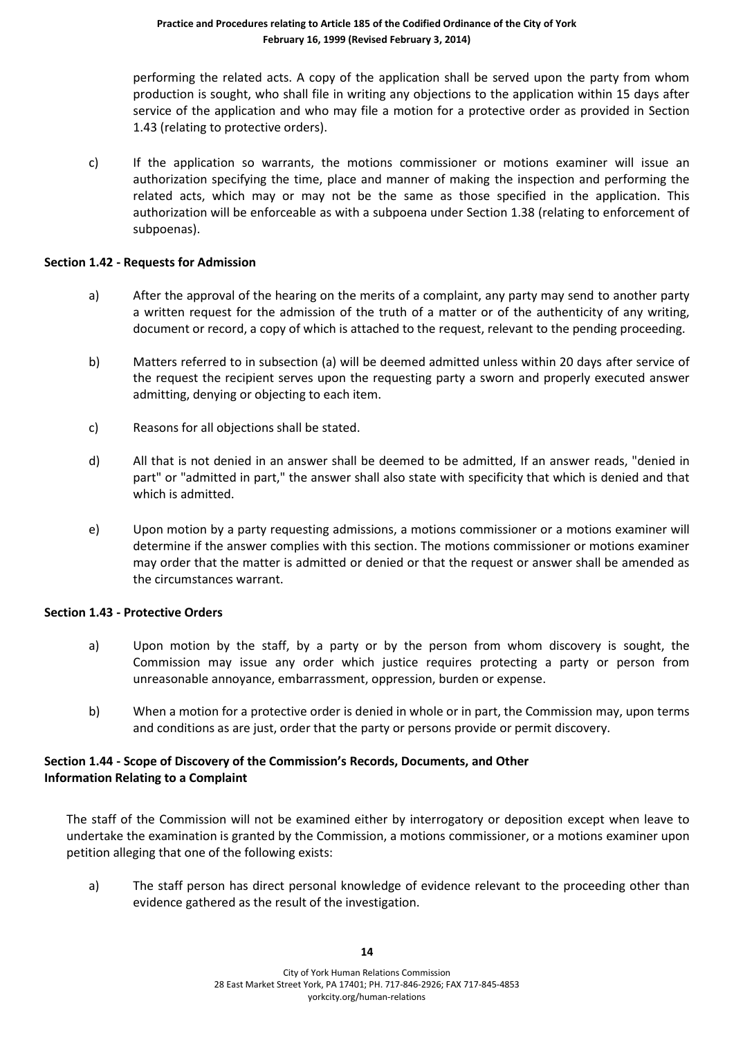performing the related acts. A copy of the application shall be served upon the party from whom production is sought, who shall file in writing any objections to the application within 15 days after service of the application and who may file a motion for a protective order as provided in Section 1.43 (relating to protective orders).

c) If the application so warrants, the motions commissioner or motions examiner will issue an authorization specifying the time, place and manner of making the inspection and performing the related acts, which may or may not be the same as those specified in the application. This authorization will be enforceable as with a subpoena under Section 1.38 (relating to enforcement of subpoenas).

**Section 1.42 - Requests for Admission**

a) After the approval of the hearing on the merits of a complaint, any party may send to another party a written request for the admission of the truth of a matter or of the authenticity of any writing, document or record, a copy of which is attached to the request, relevant to the pending proceeding.

b) Matters referred to in subsection (a) will be deemed admitted unless within 20 days after service of the request the recipient serves upon the requesting party a sworn and properly executed answer admitting, denying or objecting to each item.

c) Reasons for all objections shall be stated.

d) All that is not denied in an answer shall be deemed to be admitted, If an answer reads, "denied in part" or "admitted in part," the answer shall also state with specificity that which is denied and that which is admitted.

e) Upon motion by a party requesting admissions, a motions commissioner or a motions examiner will determine if the answer complies with this section. The motions commissioner or motions examiner may order that the matter is admitted or denied or that the request or answer shall be amended as the circumstances warrant.

**Section 1.43 - Protective Orders**

a) Upon motion by the staff, by a party or by the person from whom discovery is sought, the Commission may issue any order which justice requires protecting a party or person from unreasonable annoyance, embarrassment, oppression, burden or expense.

b) When a motion for a protective order is denied in whole or in part, the Commission may, upon terms and conditions as are just, order that the party or persons provide or permit discovery.

**Section 1.44 - Scope of Discovery of the Commission's Records, Documents, and Other Information Relating to a Complaint**

The staff of the Commission will not be examined either by interrogatory or deposition except when leave to undertake the examination is granted by the Commission, a motions commissioner, or a motions examiner upon petition alleging that one of the following exists:

a) The staff person has direct personal knowledge of evidence relevant to the proceeding other than evidence gathered as the result of the investigation.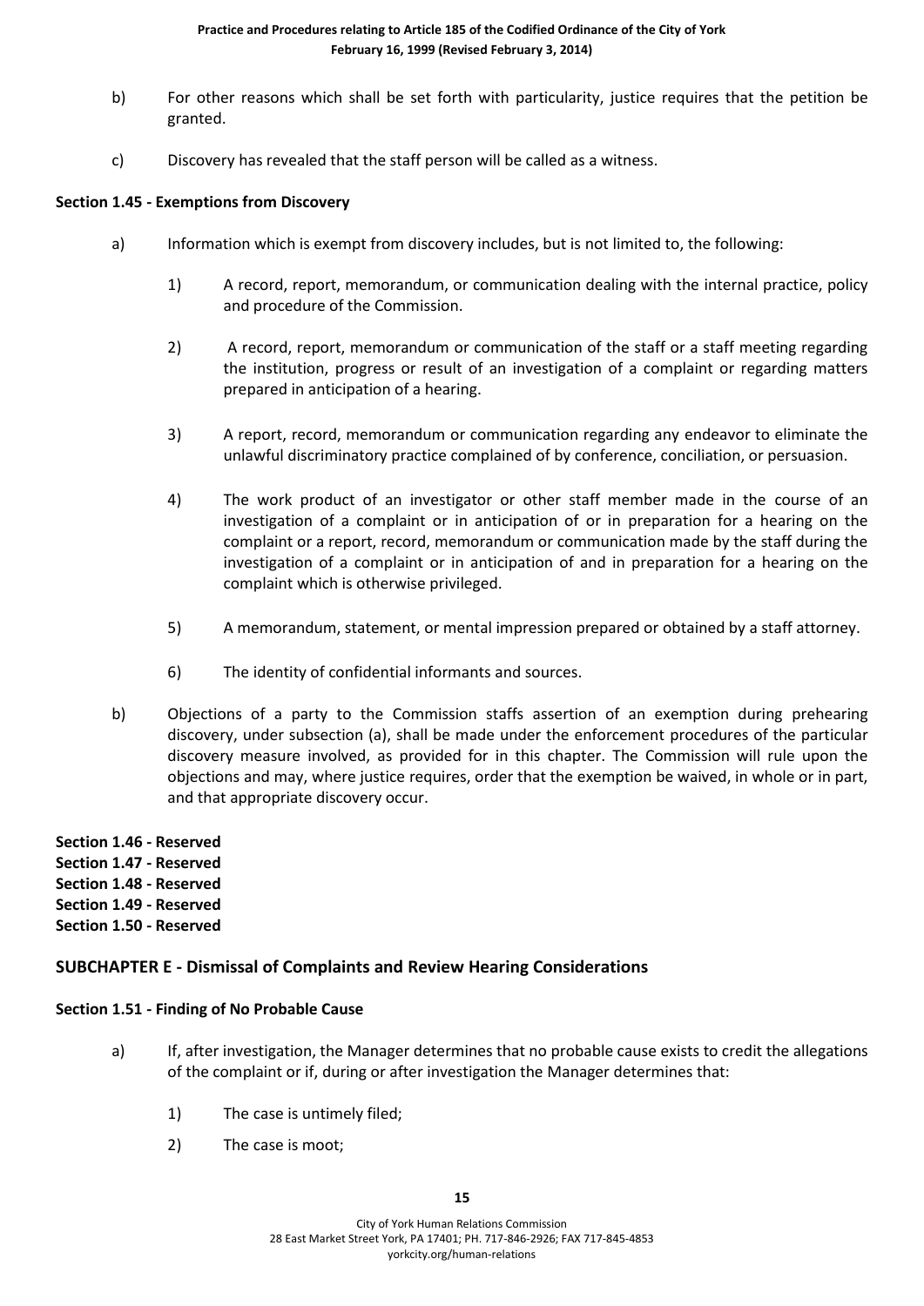b) For other reasons which shall be set forth with particularity, justice requires that the petition be granted.

c) Discovery has revealed that the staff person will be called as a witness.

**Section 1.45 - Exemptions from Discovery**

a) Information which is exempt from discovery includes, but is not limited to, the following:

   1) A record, report, memorandum, or communication dealing with the internal practice, policy and procedure of the Commission.

   2) A record, report, memorandum or communication of the staff or a staff meeting regarding the institution, progress or result of an investigation of a complaint or regarding matters prepared in anticipation of a hearing.

   3) A report, record, memorandum or communication regarding any endeavor to eliminate the unlawful discriminatory practice complained of by conference, conciliation, or persuasion.

   4) The work product of an investigator or other staff member made in the course of an investigation of a complaint or in anticipation of or in preparation for a hearing on the complaint or a report, record, memorandum or communication made by the staff during the investigation of a complaint or in anticipation of and in preparation for a hearing on the complaint which is otherwise privileged.

   5) A memorandum, statement, or mental impression prepared or obtained by a staff attorney.

   6) The identity of confidential informants and sources.

b) Objections of a party to the Commission staffs assertion of an exemption during prehearing discovery, under subsection (a), shall be made under the enforcement procedures of the particular discovery measure involved, as provided for in this chapter. The Commission will rule upon the objections and may, where justice requires, order that the exemption be waived, in whole or in part, and that appropriate discovery occur.

**Section 1.46 - Reserved**
**Section 1.47 - Reserved**
**Section 1.48 - Reserved**
**Section 1.49 - Reserved**
**Section 1.50 - Reserved**

## SUBCHAPTER E - Dismissal of Complaints and Review Hearing Considerations

**Section 1.51 - Finding of No Probable Cause**

a) If, after investigation, the Manager determines that no probable cause exists to credit the allegations of the complaint or if, during or after investigation the Manager determines that:

   1) The case is untimely filed;

   2) The case is moot;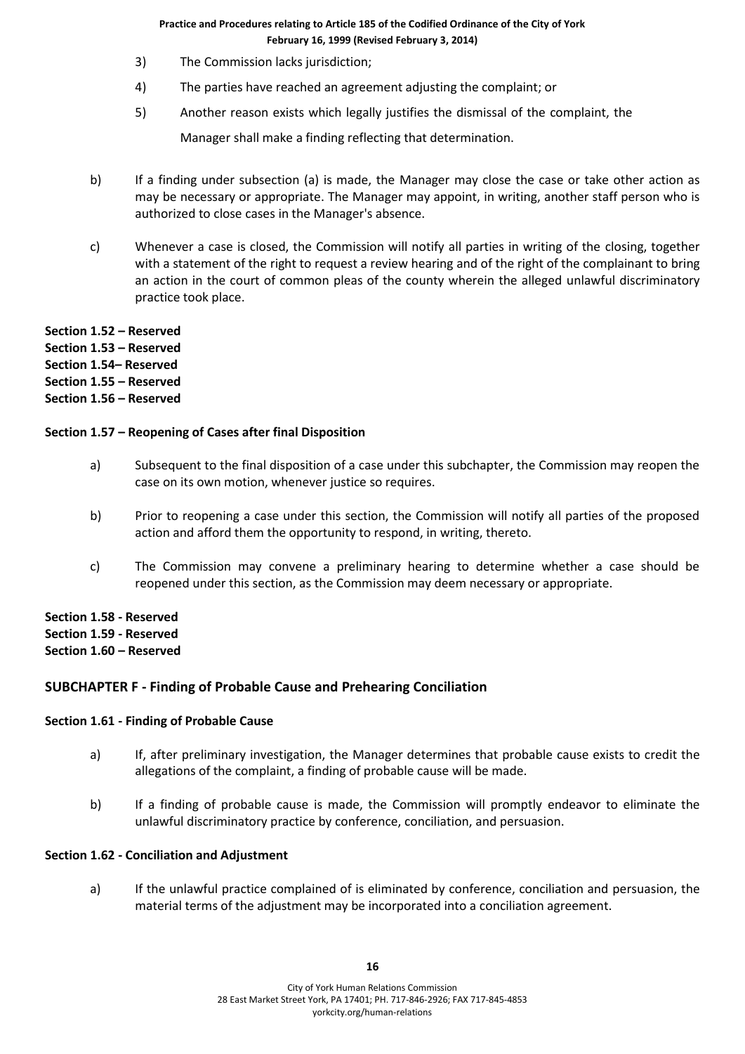3) The Commission lacks jurisdiction;

4) The parties have reached an agreement adjusting the complaint; or

5) Another reason exists which legally justifies the dismissal of the complaint, the Manager shall make a finding reflecting that determination.

b) If a finding under subsection (a) is made, the Manager may close the case or take other action as may be necessary or appropriate. The Manager may appoint, in writing, another staff person who is authorized to close cases in the Manager's absence.

c) Whenever a case is closed, the Commission will notify all parties in writing of the closing, together with a statement of the right to request a review hearing and of the right of the complainant to bring an action in the court of common pleas of the county wherein the alleged unlawful discriminatory practice took place.

**Section 1.52 – Reserved**
**Section 1.53 – Reserved**
**Section 1.54– Reserved**
**Section 1.55 – Reserved**
**Section 1.56 – Reserved**

**Section 1.57 – Reopening of Cases after final Disposition**

a) Subsequent to the final disposition of a case under this subchapter, the Commission may reopen the case on its own motion, whenever justice so requires.

b) Prior to reopening a case under this section, the Commission will notify all parties of the proposed action and afford them the opportunity to respond, in writing, thereto.

c) The Commission may convene a preliminary hearing to determine whether a case should be reopened under this section, as the Commission may deem necessary or appropriate.

**Section 1.58 - Reserved**
**Section 1.59 - Reserved**
**Section 1.60 – Reserved**

## SUBCHAPTER F - Finding of Probable Cause and Prehearing Conciliation

**Section 1.61 - Finding of Probable Cause**

a) If, after preliminary investigation, the Manager determines that probable cause exists to credit the allegations of the complaint, a finding of probable cause will be made.

b) If a finding of probable cause is made, the Commission will promptly endeavor to eliminate the unlawful discriminatory practice by conference, conciliation, and persuasion.

**Section 1.62 - Conciliation and Adjustment**

a) If the unlawful practice complained of is eliminated by conference, conciliation and persuasion, the material terms of the adjustment may be incorporated into a conciliation agreement.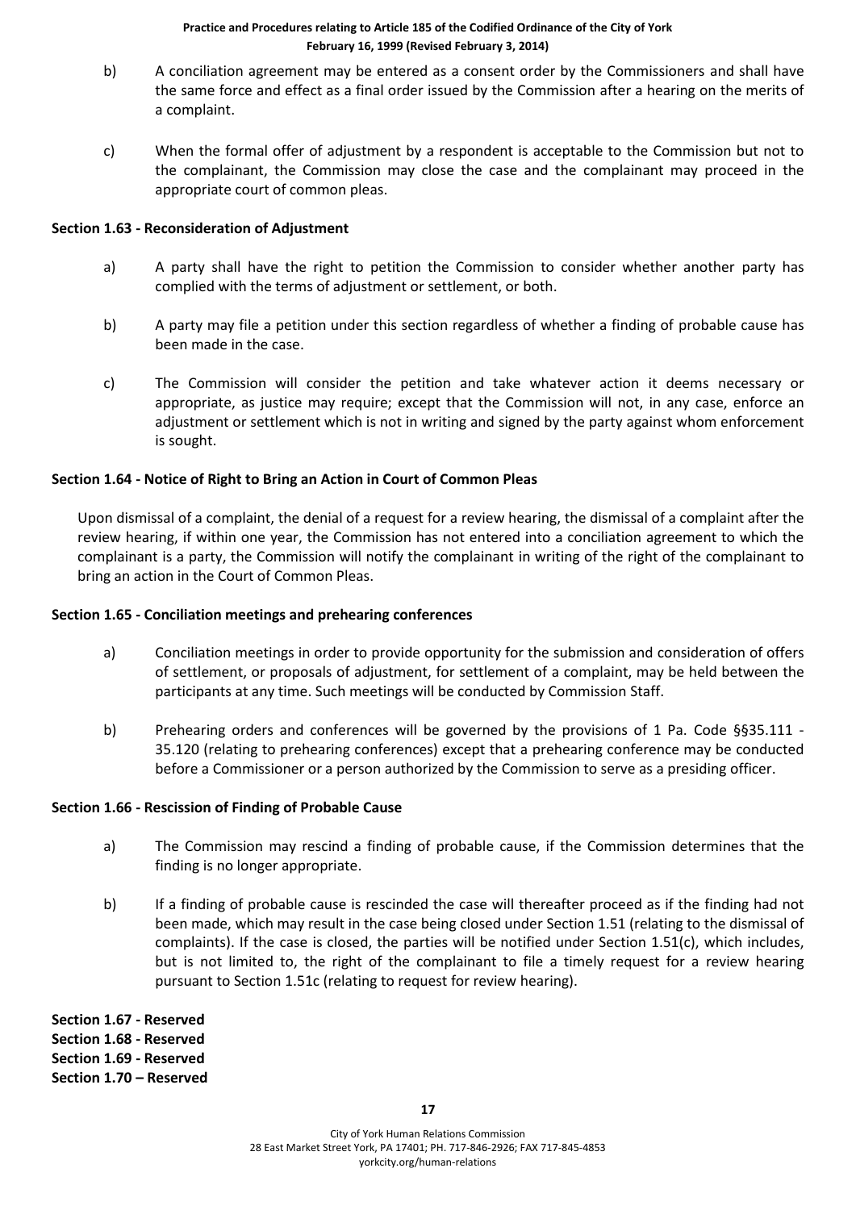b) A conciliation agreement may be entered as a consent order by the Commissioners and shall have the same force and effect as a final order issued by the Commission after a hearing on the merits of a complaint.

c) When the formal offer of adjustment by a respondent is acceptable to the Commission but not to the complainant, the Commission may close the case and the complainant may proceed in the appropriate court of common pleas.

**Section 1.63 - Reconsideration of Adjustment**

a) A party shall have the right to petition the Commission to consider whether another party has complied with the terms of adjustment or settlement, or both.

b) A party may file a petition under this section regardless of whether a finding of probable cause has been made in the case.

c) The Commission will consider the petition and take whatever action it deems necessary or appropriate, as justice may require; except that the Commission will not, in any case, enforce an adjustment or settlement which is not in writing and signed by the party against whom enforcement is sought.

**Section 1.64 - Notice of Right to Bring an Action in Court of Common Pleas**

Upon dismissal of a complaint, the denial of a request for a review hearing, the dismissal of a complaint after the review hearing, if within one year, the Commission has not entered into a conciliation agreement to which the complainant is a party, the Commission will notify the complainant in writing of the right of the complainant to bring an action in the Court of Common Pleas.

**Section 1.65 - Conciliation meetings and prehearing conferences**

a) Conciliation meetings in order to provide opportunity for the submission and consideration of offers of settlement, or proposals of adjustment, for settlement of a complaint, may be held between the participants at any time. Such meetings will be conducted by Commission Staff.

b) Prehearing orders and conferences will be governed by the provisions of 1 Pa. Code §§35.111 - 35.120 (relating to prehearing conferences) except that a prehearing conference may be conducted before a Commissioner or a person authorized by the Commission to serve as a presiding officer.

**Section 1.66 - Rescission of Finding of Probable Cause**

a) The Commission may rescind a finding of probable cause, if the Commission determines that the finding is no longer appropriate.

b) If a finding of probable cause is rescinded the case will thereafter proceed as if the finding had not been made, which may result in the case being closed under Section 1.51 (relating to the dismissal of complaints). If the case is closed, the parties will be notified under Section 1.51(c), which includes, but is not limited to, the right of the complainant to file a timely request for a review hearing pursuant to Section 1.51c (relating to request for review hearing).

**Section 1.67 - Reserved**
**Section 1.68 - Reserved**
**Section 1.69 - Reserved**
**Section 1.70 – Reserved**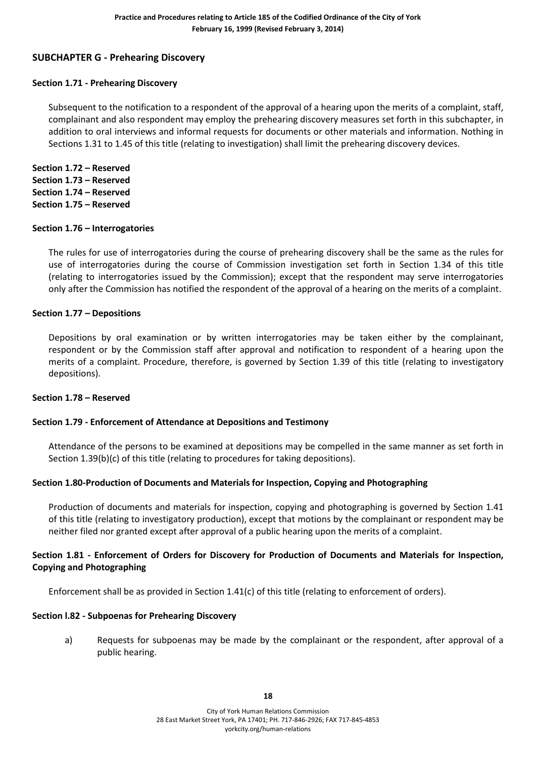## SUBCHAPTER G - Prehearing Discovery

### Section 1.71 - Prehearing Discovery

Subsequent to the notification to a respondent of the approval of a hearing upon the merits of a complaint, staff, complainant and also respondent may employ the prehearing discovery measures set forth in this subchapter, in addition to oral interviews and informal requests for documents or other materials and information. Nothing in Sections 1.31 to 1.45 of this title (relating to investigation) shall limit the prehearing discovery devices.

**Section 1.72 – Reserved**
**Section 1.73 – Reserved**
**Section 1.74 – Reserved**
**Section 1.75 – Reserved**

### Section 1.76 – Interrogatories

The rules for use of interrogatories during the course of prehearing discovery shall be the same as the rules for use of interrogatories during the course of Commission investigation set forth in Section 1.34 of this title (relating to interrogatories issued by the Commission); except that the respondent may serve interrogatories only after the Commission has notified the respondent of the approval of a hearing on the merits of a complaint.

### Section 1.77 – Depositions

Depositions by oral examination or by written interrogatories may be taken either by the complainant, respondent or by the Commission staff after approval and notification to respondent of a hearing upon the merits of a complaint. Procedure, therefore, is governed by Section 1.39 of this title (relating to investigatory depositions).

### Section 1.78 – Reserved

### Section 1.79 - Enforcement of Attendance at Depositions and Testimony

Attendance of the persons to be examined at depositions may be compelled in the same manner as set forth in Section 1.39(b)(c) of this title (relating to procedures for taking depositions).

### Section 1.80-Production of Documents and Materials for Inspection, Copying and Photographing

Production of documents and materials for inspection, copying and photographing is governed by Section 1.41 of this title (relating to investigatory production), except that motions by the complainant or respondent may be neither filed nor granted except after approval of a public hearing upon the merits of a complaint.

### Section 1.81 - Enforcement of Orders for Discovery for Production of Documents and Materials for Inspection, Copying and Photographing

Enforcement shall be as provided in Section 1.41(c) of this title (relating to enforcement of orders).

### Section l.82 - Subpoenas for Prehearing Discovery

a) Requests for subpoenas may be made by the complainant or the respondent, after approval of a public hearing.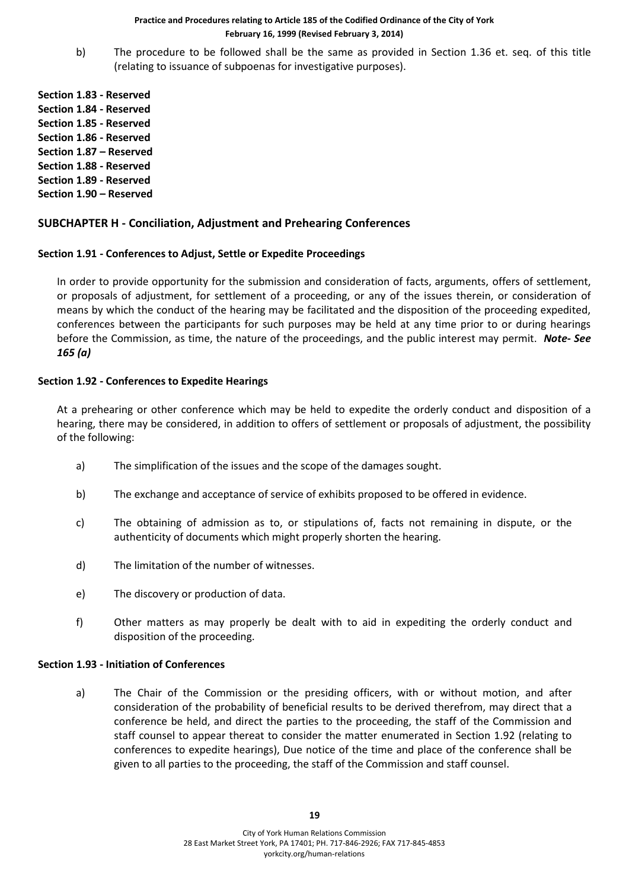b) The procedure to be followed shall be the same as provided in Section 1.36 et. seq. of this title (relating to issuance of subpoenas for investigative purposes).

**Section 1.83 - Reserved**
**Section 1.84 - Reserved**
**Section 1.85 - Reserved**
**Section 1.86 - Reserved**
**Section 1.87 – Reserved**
**Section 1.88 - Reserved**
**Section 1.89 - Reserved**
**Section 1.90 – Reserved**

## SUBCHAPTER H - Conciliation, Adjustment and Prehearing Conferences

### Section 1.91 - Conferences to Adjust, Settle or Expedite Proceedings

In order to provide opportunity for the submission and consideration of facts, arguments, offers of settlement, or proposals of adjustment, for settlement of a proceeding, or any of the issues therein, or consideration of means by which the conduct of the hearing may be facilitated and the disposition of the proceeding expedited, conferences between the participants for such purposes may be held at any time prior to or during hearings before the Commission, as time, the nature of the proceedings, and the public interest may permit. ***Note- See 165 (a)***

### Section 1.92 - Conferences to Expedite Hearings

At a prehearing or other conference which may be held to expedite the orderly conduct and disposition of a hearing, there may be considered, in addition to offers of settlement or proposals of adjustment, the possibility of the following:

a) The simplification of the issues and the scope of the damages sought.

b) The exchange and acceptance of service of exhibits proposed to be offered in evidence.

c) The obtaining of admission as to, or stipulations of, facts not remaining in dispute, or the authenticity of documents which might properly shorten the hearing.

d) The limitation of the number of witnesses.

e) The discovery or production of data.

f) Other matters as may properly be dealt with to aid in expediting the orderly conduct and disposition of the proceeding.

### Section 1.93 - Initiation of Conferences

a) The Chair of the Commission or the presiding officers, with or without motion, and after consideration of the probability of beneficial results to be derived therefrom, may direct that a conference be held, and direct the parties to the proceeding, the staff of the Commission and staff counsel to appear thereat to consider the matter enumerated in Section 1.92 (relating to conferences to expedite hearings), Due notice of the time and place of the conference shall be given to all parties to the proceeding, the staff of the Commission and staff counsel.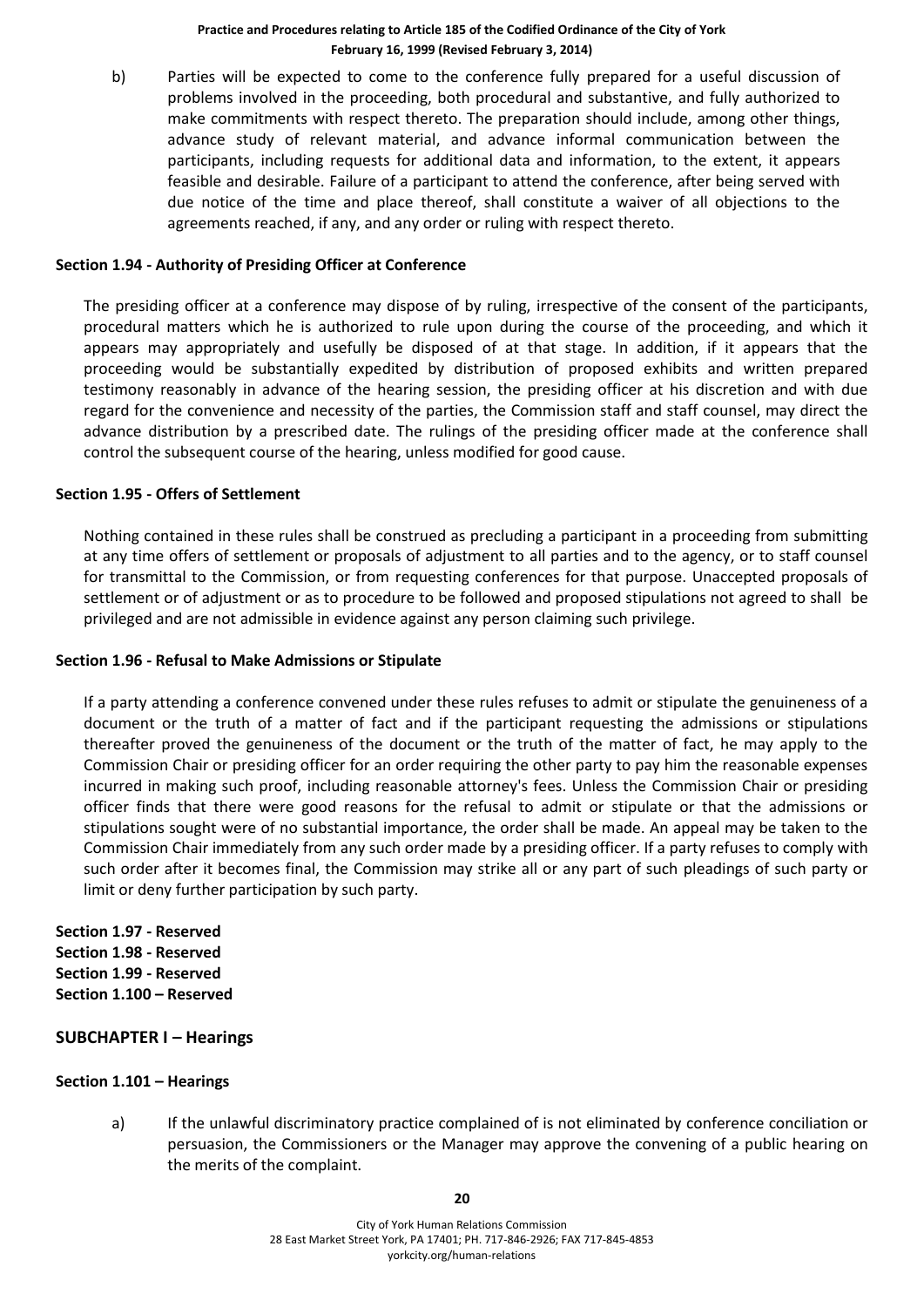b) Parties will be expected to come to the conference fully prepared for a useful discussion of problems involved in the proceeding, both procedural and substantive, and fully authorized to make commitments with respect thereto. The preparation should include, among other things, advance study of relevant material, and advance informal communication between the participants, including requests for additional data and information, to the extent, it appears feasible and desirable. Failure of a participant to attend the conference, after being served with due notice of the time and place thereof, shall constitute a waiver of all objections to the agreements reached, if any, and any order or ruling with respect thereto.

**Section 1.94 - Authority of Presiding Officer at Conference**

The presiding officer at a conference may dispose of by ruling, irrespective of the consent of the participants, procedural matters which he is authorized to rule upon during the course of the proceeding, and which it appears may appropriately and usefully be disposed of at that stage. In addition, if it appears that the proceeding would be substantially expedited by distribution of proposed exhibits and written prepared testimony reasonably in advance of the hearing session, the presiding officer at his discretion and with due regard for the convenience and necessity of the parties, the Commission staff and staff counsel, may direct the advance distribution by a prescribed date. The rulings of the presiding officer made at the conference shall control the subsequent course of the hearing, unless modified for good cause.

**Section 1.95 - Offers of Settlement**

Nothing contained in these rules shall be construed as precluding a participant in a proceeding from submitting at any time offers of settlement or proposals of adjustment to all parties and to the agency, or to staff counsel for transmittal to the Commission, or from requesting conferences for that purpose. Unaccepted proposals of settlement or of adjustment or as to procedure to be followed and proposed stipulations not agreed to shall be privileged and are not admissible in evidence against any person claiming such privilege.

**Section 1.96 - Refusal to Make Admissions or Stipulate**

If a party attending a conference convened under these rules refuses to admit or stipulate the genuineness of a document or the truth of a matter of fact and if the participant requesting the admissions or stipulations thereafter proved the genuineness of the document or the truth of the matter of fact, he may apply to the Commission Chair or presiding officer for an order requiring the other party to pay him the reasonable expenses incurred in making such proof, including reasonable attorney's fees. Unless the Commission Chair or presiding officer finds that there were good reasons for the refusal to admit or stipulate or that the admissions or stipulations sought were of no substantial importance, the order shall be made. An appeal may be taken to the Commission Chair immediately from any such order made by a presiding officer. If a party refuses to comply with such order after it becomes final, the Commission may strike all or any part of such pleadings of such party or limit or deny further participation by such party.

**Section 1.97 - Reserved**
**Section 1.98 - Reserved**
**Section 1.99 - Reserved**
**Section 1.100 – Reserved**

## SUBCHAPTER I – Hearings

**Section 1.101 – Hearings**

a) If the unlawful discriminatory practice complained of is not eliminated by conference conciliation or persuasion, the Commissioners or the Manager may approve the convening of a public hearing on the merits of the complaint.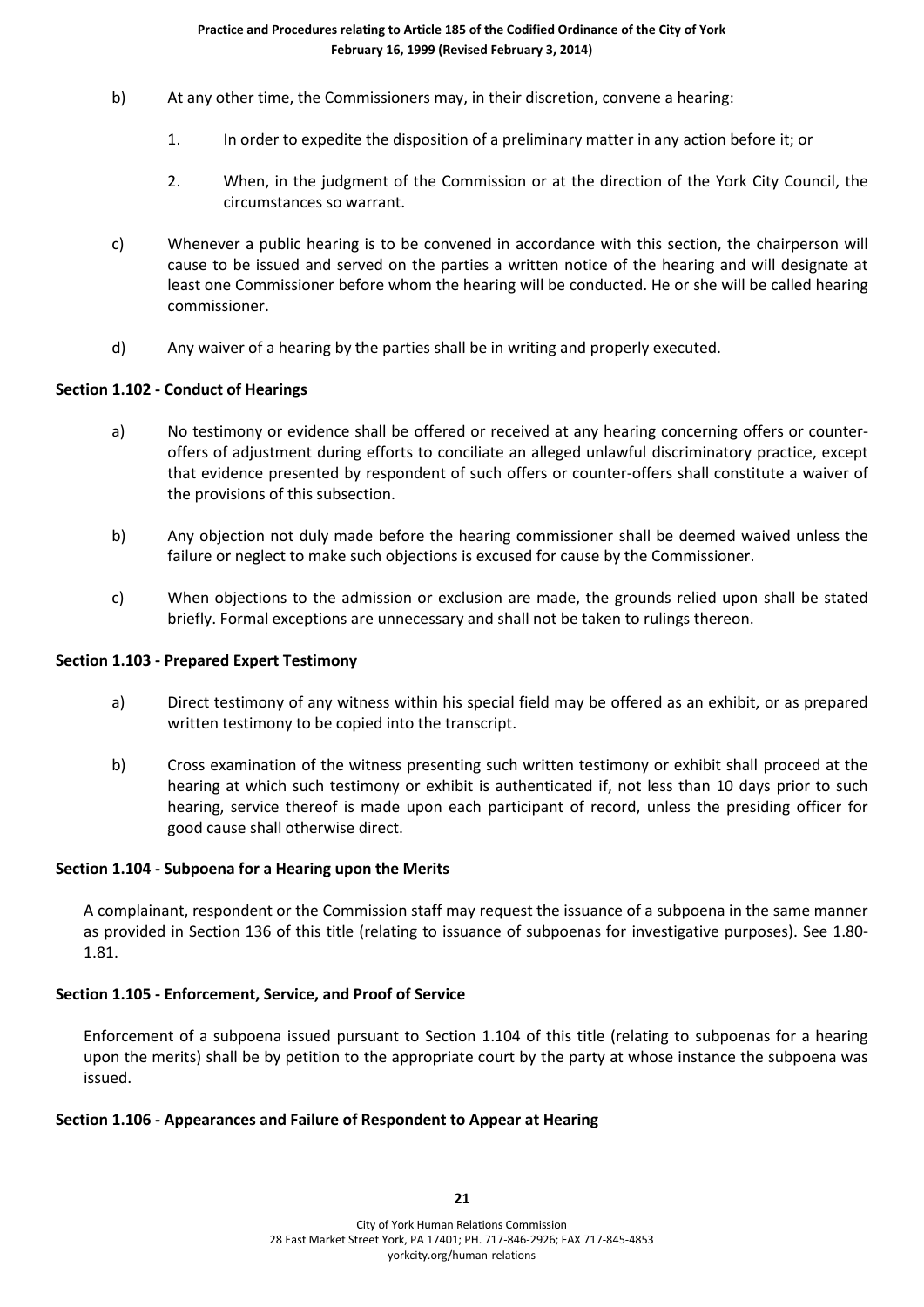b) At any other time, the Commissioners may, in their discretion, convene a hearing:

1. In order to expedite the disposition of a preliminary matter in any action before it; or

2. When, in the judgment of the Commission or at the direction of the York City Council, the circumstances so warrant.

c) Whenever a public hearing is to be convened in accordance with this section, the chairperson will cause to be issued and served on the parties a written notice of the hearing and will designate at least one Commissioner before whom the hearing will be conducted. He or she will be called hearing commissioner.

d) Any waiver of a hearing by the parties shall be in writing and properly executed.

**Section 1.102 - Conduct of Hearings**

a) No testimony or evidence shall be offered or received at any hearing concerning offers or counter-offers of adjustment during efforts to conciliate an alleged unlawful discriminatory practice, except that evidence presented by respondent of such offers or counter-offers shall constitute a waiver of the provisions of this subsection.

b) Any objection not duly made before the hearing commissioner shall be deemed waived unless the failure or neglect to make such objections is excused for cause by the Commissioner.

c) When objections to the admission or exclusion are made, the grounds relied upon shall be stated briefly. Formal exceptions are unnecessary and shall not be taken to rulings thereon.

**Section 1.103 - Prepared Expert Testimony**

a) Direct testimony of any witness within his special field may be offered as an exhibit, or as prepared written testimony to be copied into the transcript.

b) Cross examination of the witness presenting such written testimony or exhibit shall proceed at the hearing at which such testimony or exhibit is authenticated if, not less than 10 days prior to such hearing, service thereof is made upon each participant of record, unless the presiding officer for good cause shall otherwise direct.

**Section 1.104 - Subpoena for a Hearing upon the Merits**

A complainant, respondent or the Commission staff may request the issuance of a subpoena in the same manner as provided in Section 136 of this title (relating to issuance of subpoenas for investigative purposes). See 1.80-1.81.

**Section 1.105 - Enforcement, Service, and Proof of Service**

Enforcement of a subpoena issued pursuant to Section 1.104 of this title (relating to subpoenas for a hearing upon the merits) shall be by petition to the appropriate court by the party at whose instance the subpoena was issued.

**Section 1.106 - Appearances and Failure of Respondent to Appear at Hearing**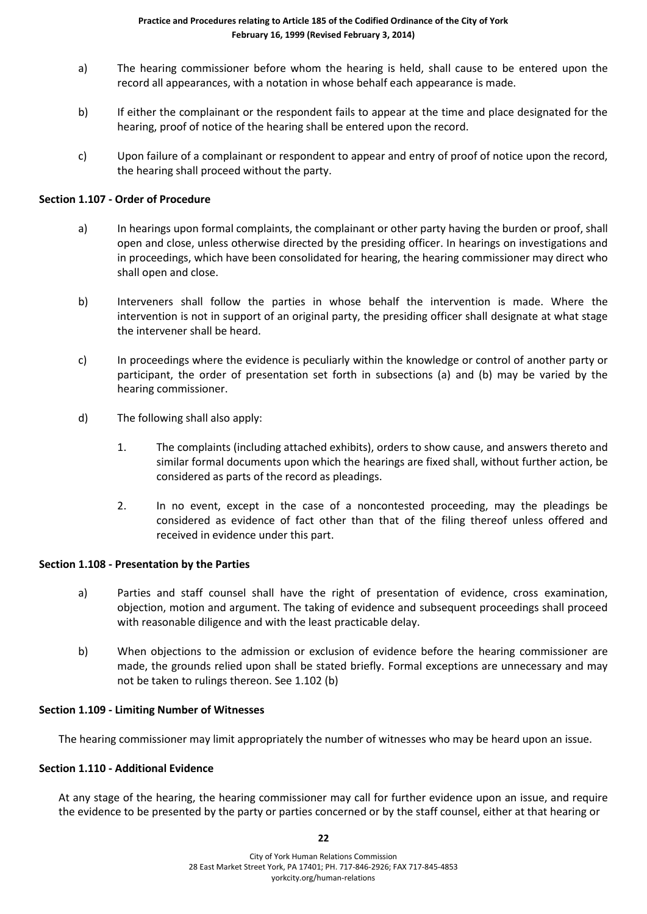a) The hearing commissioner before whom the hearing is held, shall cause to be entered upon the record all appearances, with a notation in whose behalf each appearance is made.

b) If either the complainant or the respondent fails to appear at the time and place designated for the hearing, proof of notice of the hearing shall be entered upon the record.

c) Upon failure of a complainant or respondent to appear and entry of proof of notice upon the record, the hearing shall proceed without the party.

### Section 1.107 - Order of Procedure

a) In hearings upon formal complaints, the complainant or other party having the burden or proof, shall open and close, unless otherwise directed by the presiding officer. In hearings on investigations and in proceedings, which have been consolidated for hearing, the hearing commissioner may direct who shall open and close.

b) Interveners shall follow the parties in whose behalf the intervention is made. Where the intervention is not in support of an original party, the presiding officer shall designate at what stage the intervener shall be heard.

c) In proceedings where the evidence is peculiarly within the knowledge or control of another party or participant, the order of presentation set forth in subsections (a) and (b) may be varied by the hearing commissioner.

d) The following shall also apply:

   1. The complaints (including attached exhibits), orders to show cause, and answers thereto and similar formal documents upon which the hearings are fixed shall, without further action, be considered as parts of the record as pleadings.

   2. In no event, except in the case of a noncontested proceeding, may the pleadings be considered as evidence of fact other than that of the filing thereof unless offered and received in evidence under this part.

### Section 1.108 - Presentation by the Parties

a) Parties and staff counsel shall have the right of presentation of evidence, cross examination, objection, motion and argument. The taking of evidence and subsequent proceedings shall proceed with reasonable diligence and with the least practicable delay.

b) When objections to the admission or exclusion of evidence before the hearing commissioner are made, the grounds relied upon shall be stated briefly. Formal exceptions are unnecessary and may not be taken to rulings thereon. See 1.102 (b)

### Section 1.109 - Limiting Number of Witnesses

The hearing commissioner may limit appropriately the number of witnesses who may be heard upon an issue.

### Section 1.110 - Additional Evidence

At any stage of the hearing, the hearing commissioner may call for further evidence upon an issue, and require the evidence to be presented by the party or parties concerned or by the staff counsel, either at that hearing or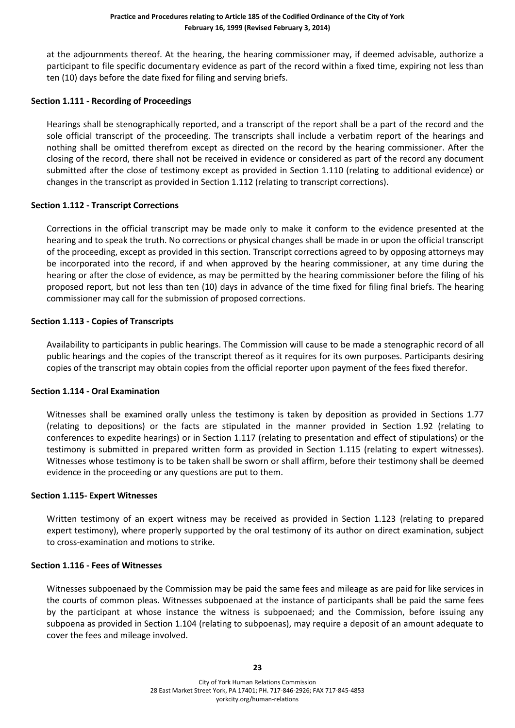at the adjournments thereof. At the hearing, the hearing commissioner may, if deemed advisable, authorize a participant to file specific documentary evidence as part of the record within a fixed time, expiring not less than ten (10) days before the date fixed for filing and serving briefs.

**Section 1.111 - Recording of Proceedings**

Hearings shall be stenographically reported, and a transcript of the report shall be a part of the record and the sole official transcript of the proceeding. The transcripts shall include a verbatim report of the hearings and nothing shall be omitted therefrom except as directed on the record by the hearing commissioner. After the closing of the record, there shall not be received in evidence or considered as part of the record any document submitted after the close of testimony except as provided in Section 1.110 (relating to additional evidence) or changes in the transcript as provided in Section 1.112 (relating to transcript corrections).

**Section 1.112 - Transcript Corrections**

Corrections in the official transcript may be made only to make it conform to the evidence presented at the hearing and to speak the truth. No corrections or physical changes shall be made in or upon the official transcript of the proceeding, except as provided in this section. Transcript corrections agreed to by opposing attorneys may be incorporated into the record, if and when approved by the hearing commissioner, at any time during the hearing or after the close of evidence, as may be permitted by the hearing commissioner before the filing of his proposed report, but not less than ten (10) days in advance of the time fixed for filing final briefs. The hearing commissioner may call for the submission of proposed corrections.

**Section 1.113 - Copies of Transcripts**

Availability to participants in public hearings. The Commission will cause to be made a stenographic record of all public hearings and the copies of the transcript thereof as it requires for its own purposes. Participants desiring copies of the transcript may obtain copies from the official reporter upon payment of the fees fixed therefor.

**Section 1.114 - Oral Examination**

Witnesses shall be examined orally unless the testimony is taken by deposition as provided in Sections 1.77 (relating to depositions) or the facts are stipulated in the manner provided in Section 1.92 (relating to conferences to expedite hearings) or in Section 1.117 (relating to presentation and effect of stipulations) or the testimony is submitted in prepared written form as provided in Section 1.115 (relating to expert witnesses). Witnesses whose testimony is to be taken shall be sworn or shall affirm, before their testimony shall be deemed evidence in the proceeding or any questions are put to them.

**Section 1.115- Expert Witnesses**

Written testimony of an expert witness may be received as provided in Section 1.123 (relating to prepared expert testimony), where properly supported by the oral testimony of its author on direct examination, subject to cross-examination and motions to strike.

**Section 1.116 - Fees of Witnesses**

Witnesses subpoenaed by the Commission may be paid the same fees and mileage as are paid for like services in the courts of common pleas. Witnesses subpoenaed at the instance of participants shall be paid the same fees by the participant at whose instance the witness is subpoenaed; and the Commission, before issuing any subpoena as provided in Section 1.104 (relating to subpoenas), may require a deposit of an amount adequate to cover the fees and mileage involved.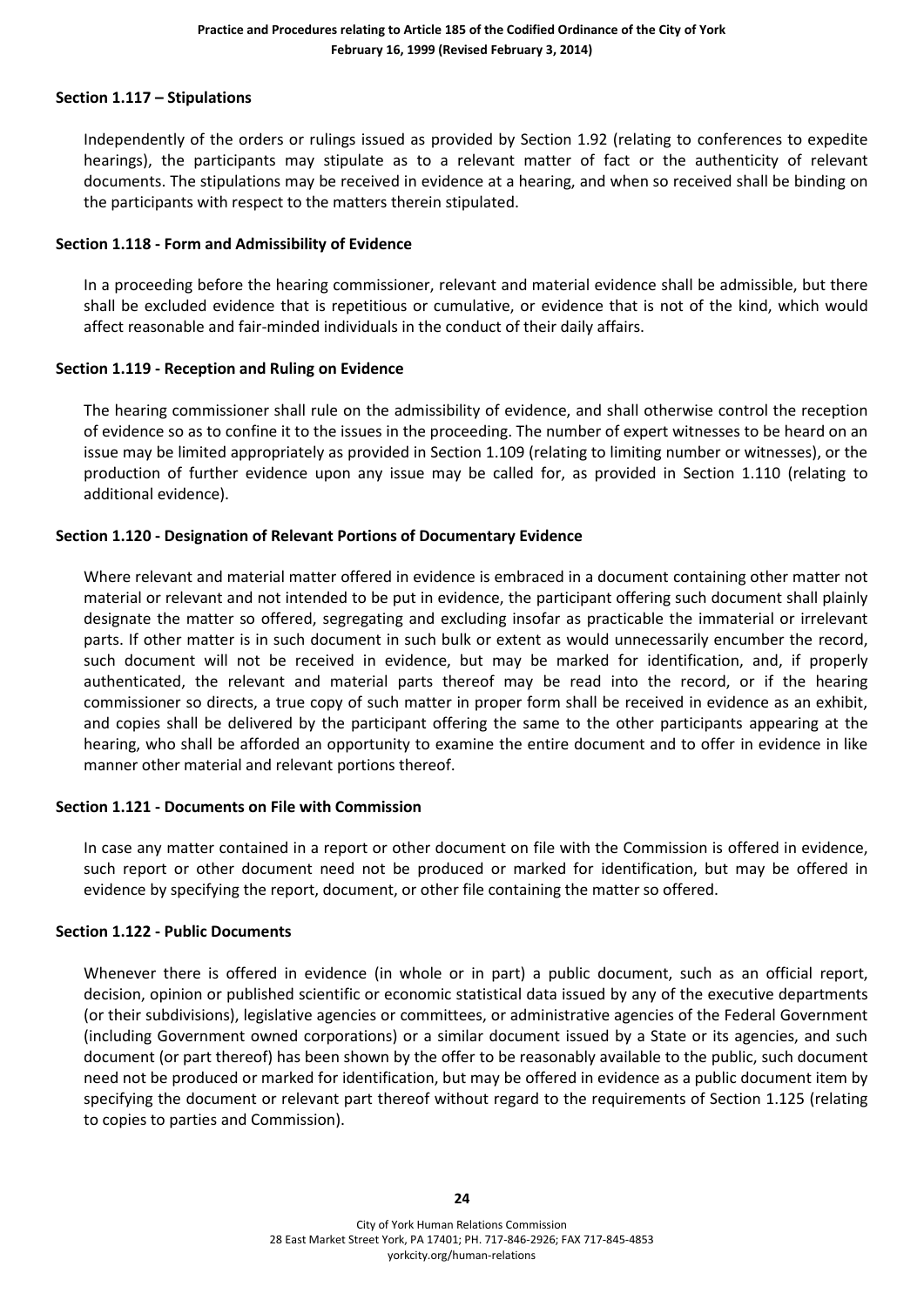### Section 1.117 – Stipulations

Independently of the orders or rulings issued as provided by Section 1.92 (relating to conferences to expedite hearings), the participants may stipulate as to a relevant matter of fact or the authenticity of relevant documents. The stipulations may be received in evidence at a hearing, and when so received shall be binding on the participants with respect to the matters therein stipulated.

### Section 1.118 - Form and Admissibility of Evidence

In a proceeding before the hearing commissioner, relevant and material evidence shall be admissible, but there shall be excluded evidence that is repetitious or cumulative, or evidence that is not of the kind, which would affect reasonable and fair-minded individuals in the conduct of their daily affairs.

### Section 1.119 - Reception and Ruling on Evidence

The hearing commissioner shall rule on the admissibility of evidence, and shall otherwise control the reception of evidence so as to confine it to the issues in the proceeding. The number of expert witnesses to be heard on an issue may be limited appropriately as provided in Section 1.109 (relating to limiting number or witnesses), or the production of further evidence upon any issue may be called for, as provided in Section 1.110 (relating to additional evidence).

### Section 1.120 - Designation of Relevant Portions of Documentary Evidence

Where relevant and material matter offered in evidence is embraced in a document containing other matter not material or relevant and not intended to be put in evidence, the participant offering such document shall plainly designate the matter so offered, segregating and excluding insofar as practicable the immaterial or irrelevant parts. If other matter is in such document in such bulk or extent as would unnecessarily encumber the record, such document will not be received in evidence, but may be marked for identification, and, if properly authenticated, the relevant and material parts thereof may be read into the record, or if the hearing commissioner so directs, a true copy of such matter in proper form shall be received in evidence as an exhibit, and copies shall be delivered by the participant offering the same to the other participants appearing at the hearing, who shall be afforded an opportunity to examine the entire document and to offer in evidence in like manner other material and relevant portions thereof.

### Section 1.121 - Documents on File with Commission

In case any matter contained in a report or other document on file with the Commission is offered in evidence, such report or other document need not be produced or marked for identification, but may be offered in evidence by specifying the report, document, or other file containing the matter so offered.

### Section 1.122 - Public Documents

Whenever there is offered in evidence (in whole or in part) a public document, such as an official report, decision, opinion or published scientific or economic statistical data issued by any of the executive departments (or their subdivisions), legislative agencies or committees, or administrative agencies of the Federal Government (including Government owned corporations) or a similar document issued by a State or its agencies, and such document (or part thereof) has been shown by the offer to be reasonably available to the public, such document need not be produced or marked for identification, but may be offered in evidence as a public document item by specifying the document or relevant part thereof without regard to the requirements of Section 1.125 (relating to copies to parties and Commission).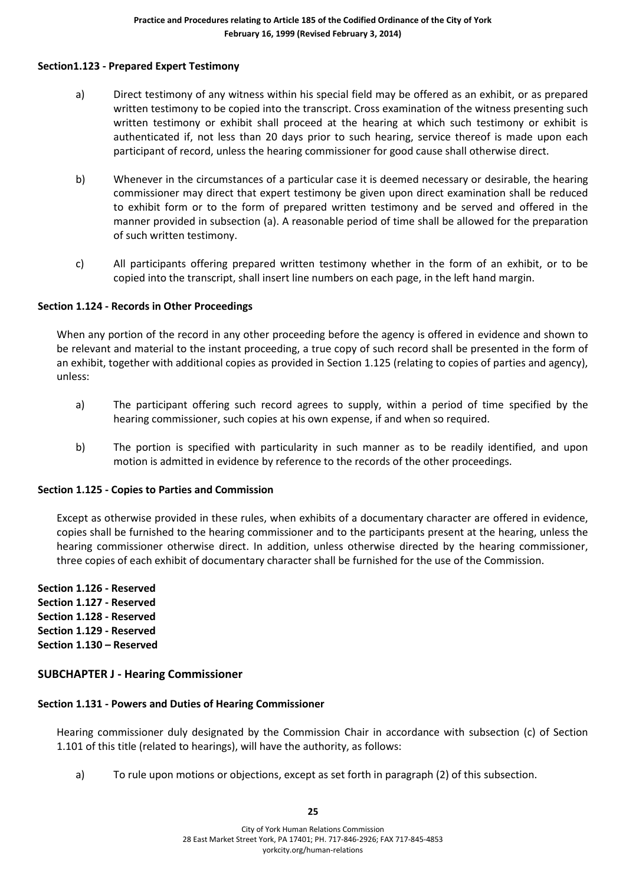**Section1.123 - Prepared Expert Testimony**

a) Direct testimony of any witness within his special field may be offered as an exhibit, or as prepared written testimony to be copied into the transcript. Cross examination of the witness presenting such written testimony or exhibit shall proceed at the hearing at which such testimony or exhibit is authenticated if, not less than 20 days prior to such hearing, service thereof is made upon each participant of record, unless the hearing commissioner for good cause shall otherwise direct.

b) Whenever in the circumstances of a particular case it is deemed necessary or desirable, the hearing commissioner may direct that expert testimony be given upon direct examination shall be reduced to exhibit form or to the form of prepared written testimony and be served and offered in the manner provided in subsection (a). A reasonable period of time shall be allowed for the preparation of such written testimony.

c) All participants offering prepared written testimony whether in the form of an exhibit, or to be copied into the transcript, shall insert line numbers on each page, in the left hand margin.

**Section 1.124 - Records in Other Proceedings**

When any portion of the record in any other proceeding before the agency is offered in evidence and shown to be relevant and material to the instant proceeding, a true copy of such record shall be presented in the form of an exhibit, together with additional copies as provided in Section 1.125 (relating to copies of parties and agency), unless:

a) The participant offering such record agrees to supply, within a period of time specified by the hearing commissioner, such copies at his own expense, if and when so required.

b) The portion is specified with particularity in such manner as to be readily identified, and upon motion is admitted in evidence by reference to the records of the other proceedings.

**Section 1.125 - Copies to Parties and Commission**

Except as otherwise provided in these rules, when exhibits of a documentary character are offered in evidence, copies shall be furnished to the hearing commissioner and to the participants present at the hearing, unless the hearing commissioner otherwise direct. In addition, unless otherwise directed by the hearing commissioner, three copies of each exhibit of documentary character shall be furnished for the use of the Commission.

**Section 1.126 - Reserved**
**Section 1.127 - Reserved**
**Section 1.128 - Reserved**
**Section 1.129 - Reserved**
**Section 1.130 – Reserved**

## SUBCHAPTER J - Hearing Commissioner

**Section 1.131 - Powers and Duties of Hearing Commissioner**

Hearing commissioner duly designated by the Commission Chair in accordance with subsection (c) of Section 1.101 of this title (related to hearings), will have the authority, as follows:

a) To rule upon motions or objections, except as set forth in paragraph (2) of this subsection.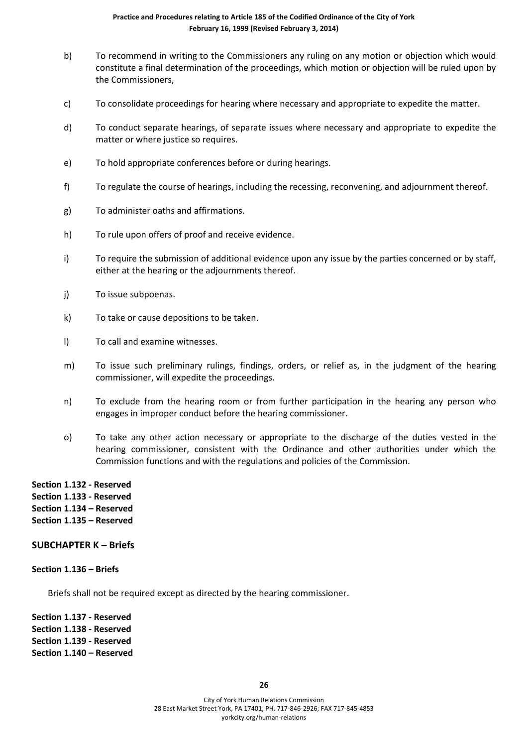b) To recommend in writing to the Commissioners any ruling on any motion or objection which would constitute a final determination of the proceedings, which motion or objection will be ruled upon by the Commissioners,

c) To consolidate proceedings for hearing where necessary and appropriate to expedite the matter.

d) To conduct separate hearings, of separate issues where necessary and appropriate to expedite the matter or where justice so requires.

e) To hold appropriate conferences before or during hearings.

f) To regulate the course of hearings, including the recessing, reconvening, and adjournment thereof.

g) To administer oaths and affirmations.

h) To rule upon offers of proof and receive evidence.

i) To require the submission of additional evidence upon any issue by the parties concerned or by staff, either at the hearing or the adjournments thereof.

j) To issue subpoenas.

k) To take or cause depositions to be taken.

l) To call and examine witnesses.

m) To issue such preliminary rulings, findings, orders, or relief as, in the judgment of the hearing commissioner, will expedite the proceedings.

n) To exclude from the hearing room or from further participation in the hearing any person who engages in improper conduct before the hearing commissioner.

o) To take any other action necessary or appropriate to the discharge of the duties vested in the hearing commissioner, consistent with the Ordinance and other authorities under which the Commission functions and with the regulations and policies of the Commission.

**Section 1.132 - Reserved**
**Section 1.133 - Reserved**
**Section 1.134 – Reserved**
**Section 1.135 – Reserved**

## SUBCHAPTER K – Briefs

**Section 1.136 – Briefs**

Briefs shall not be required except as directed by the hearing commissioner.

**Section 1.137 - Reserved**
**Section 1.138 - Reserved**
**Section 1.139 - Reserved**
**Section 1.140 – Reserved**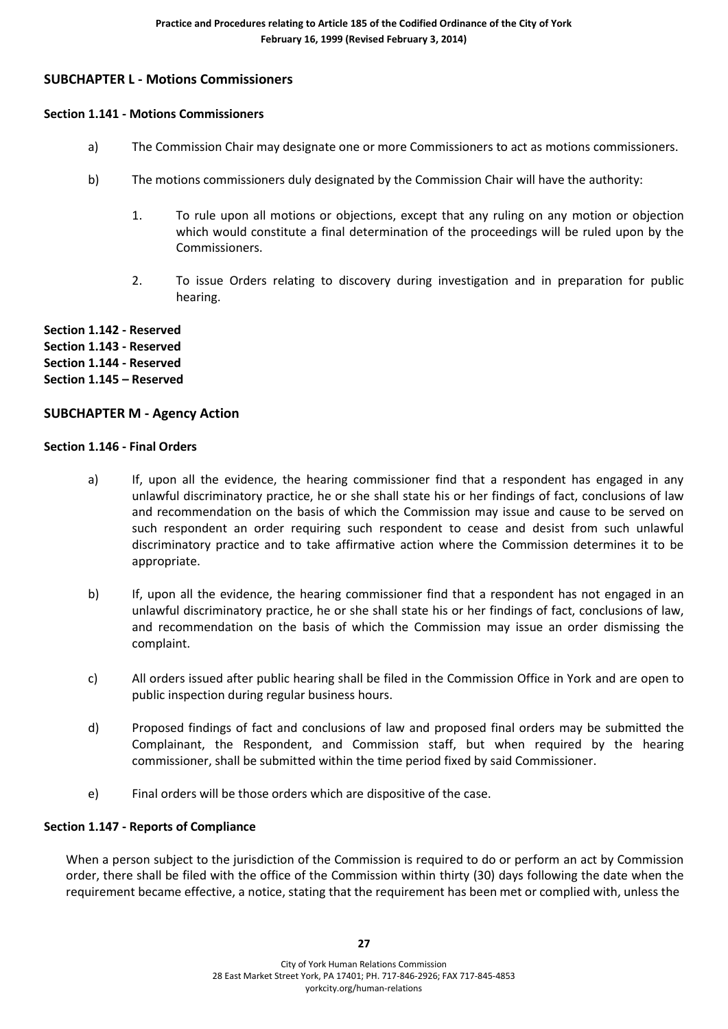## SUBCHAPTER L - Motions Commissioners

### Section 1.141 - Motions Commissioners

a) The Commission Chair may designate one or more Commissioners to act as motions commissioners.

b) The motions commissioners duly designated by the Commission Chair will have the authority:

1. To rule upon all motions or objections, except that any ruling on any motion or objection which would constitute a final determination of the proceedings will be ruled upon by the Commissioners.

2. To issue Orders relating to discovery during investigation and in preparation for public hearing.

**Section 1.142 - Reserved**
**Section 1.143 - Reserved**
**Section 1.144 - Reserved**
**Section 1.145 – Reserved**

## SUBCHAPTER M - Agency Action

### Section 1.146 - Final Orders

a) If, upon all the evidence, the hearing commissioner find that a respondent has engaged in any unlawful discriminatory practice, he or she shall state his or her findings of fact, conclusions of law and recommendation on the basis of which the Commission may issue and cause to be served on such respondent an order requiring such respondent to cease and desist from such unlawful discriminatory practice and to take affirmative action where the Commission determines it to be appropriate.

b) If, upon all the evidence, the hearing commissioner find that a respondent has not engaged in an unlawful discriminatory practice, he or she shall state his or her findings of fact, conclusions of law, and recommendation on the basis of which the Commission may issue an order dismissing the complaint.

c) All orders issued after public hearing shall be filed in the Commission Office in York and are open to public inspection during regular business hours.

d) Proposed findings of fact and conclusions of law and proposed final orders may be submitted the Complainant, the Respondent, and Commission staff, but when required by the hearing commissioner, shall be submitted within the time period fixed by said Commissioner.

e) Final orders will be those orders which are dispositive of the case.

### Section 1.147 - Reports of Compliance

When a person subject to the jurisdiction of the Commission is required to do or perform an act by Commission order, there shall be filed with the office of the Commission within thirty (30) days following the date when the requirement became effective, a notice, stating that the requirement has been met or complied with, unless the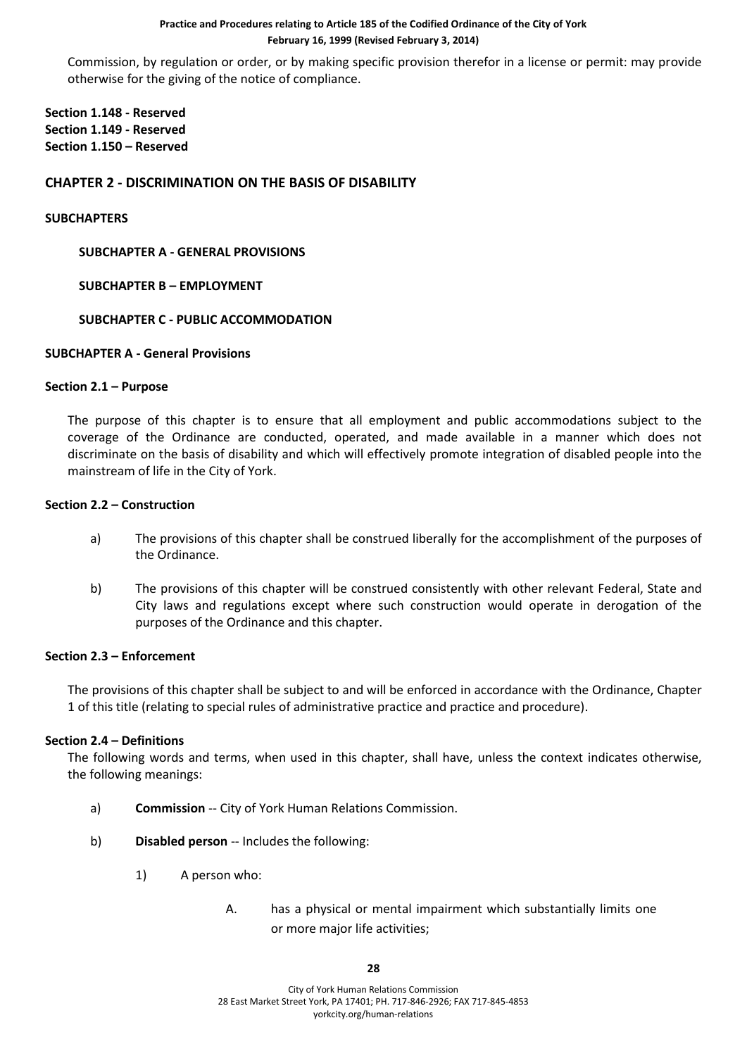Commission, by regulation or order, or by making specific provision therefor in a license or permit: may provide otherwise for the giving of the notice of compliance.

**Section 1.148 - Reserved**
**Section 1.149 - Reserved**
**Section 1.150 – Reserved**

## CHAPTER 2 - DISCRIMINATION ON THE BASIS OF DISABILITY

**SUBCHAPTERS**

**SUBCHAPTER A - GENERAL PROVISIONS**

**SUBCHAPTER B – EMPLOYMENT**

**SUBCHAPTER C - PUBLIC ACCOMMODATION**

### SUBCHAPTER A - General Provisions

#### Section 2.1 – Purpose

The purpose of this chapter is to ensure that all employment and public accommodations subject to the coverage of the Ordinance are conducted, operated, and made available in a manner which does not discriminate on the basis of disability and which will effectively promote integration of disabled people into the mainstream of life in the City of York.

#### Section 2.2 – Construction

a) The provisions of this chapter shall be construed liberally for the accomplishment of the purposes of the Ordinance.

b) The provisions of this chapter will be construed consistently with other relevant Federal, State and City laws and regulations except where such construction would operate in derogation of the purposes of the Ordinance and this chapter.

#### Section 2.3 – Enforcement

The provisions of this chapter shall be subject to and will be enforced in accordance with the Ordinance, Chapter 1 of this title (relating to special rules of administrative practice and practice and procedure).

#### Section 2.4 – Definitions

The following words and terms, when used in this chapter, shall have, unless the context indicates otherwise, the following meanings:

a) **Commission** -- City of York Human Relations Commission.

b) **Disabled person** -- Includes the following:

1) A person who:

A. has a physical or mental impairment which substantially limits one or more major life activities;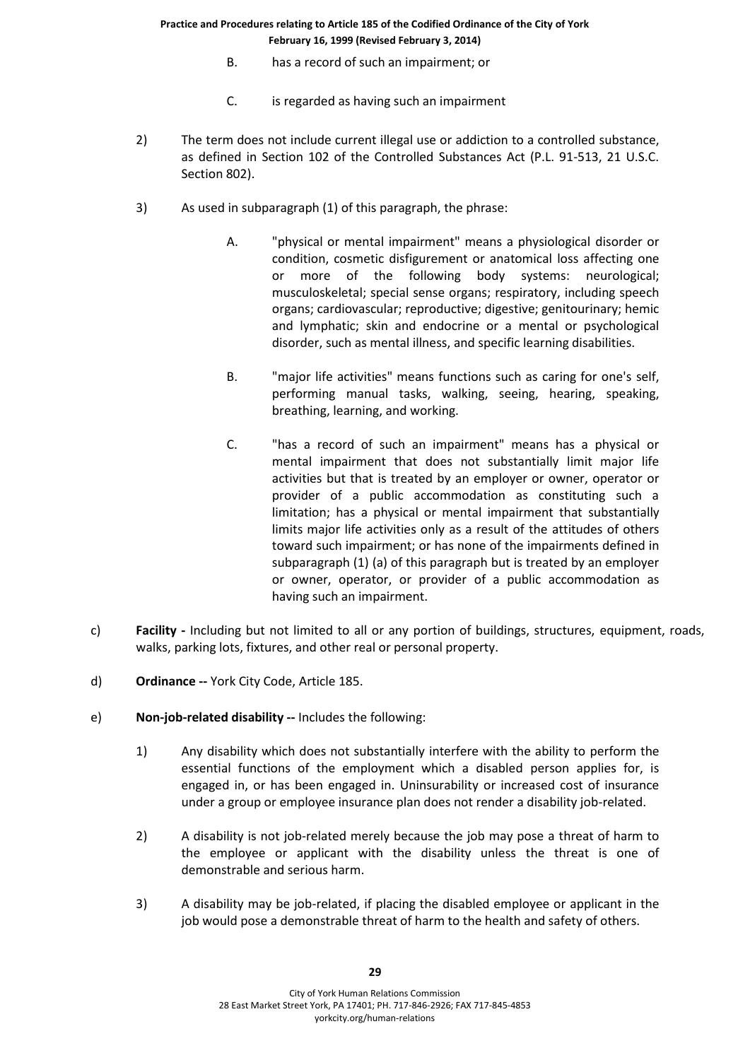B. has a record of such an impairment; or

C. is regarded as having such an impairment

2) The term does not include current illegal use or addiction to a controlled substance, as defined in Section 102 of the Controlled Substances Act (P.L. 91-513, 21 U.S.C. Section 802).

3) As used in subparagraph (1) of this paragraph, the phrase:

A. "physical or mental impairment" means a physiological disorder or condition, cosmetic disfigurement or anatomical loss affecting one or more of the following body systems: neurological; musculoskeletal; special sense organs; respiratory, including speech organs; cardiovascular; reproductive; digestive; genitourinary; hemic and lymphatic; skin and endocrine or a mental or psychological disorder, such as mental illness, and specific learning disabilities.

B. "major life activities" means functions such as caring for one's self, performing manual tasks, walking, seeing, hearing, speaking, breathing, learning, and working.

C. "has a record of such an impairment" means has a physical or mental impairment that does not substantially limit major life activities but that is treated by an employer or owner, operator or provider of a public accommodation as constituting such a limitation; has a physical or mental impairment that substantially limits major life activities only as a result of the attitudes of others toward such impairment; or has none of the impairments defined in subparagraph (1) (a) of this paragraph but is treated by an employer or owner, operator, or provider of a public accommodation as having such an impairment.

c) **Facility -** Including but not limited to all or any portion of buildings, structures, equipment, roads, walks, parking lots, fixtures, and other real or personal property.

d) **Ordinance --** York City Code, Article 185.

e) **Non-job-related disability --** Includes the following:

1) Any disability which does not substantially interfere with the ability to perform the essential functions of the employment which a disabled person applies for, is engaged in, or has been engaged in. Uninsurability or increased cost of insurance under a group or employee insurance plan does not render a disability job-related.

2) A disability is not job-related merely because the job may pose a threat of harm to the employee or applicant with the disability unless the threat is one of demonstrable and serious harm.

3) A disability may be job-related, if placing the disabled employee or applicant in the job would pose a demonstrable threat of harm to the health and safety of others.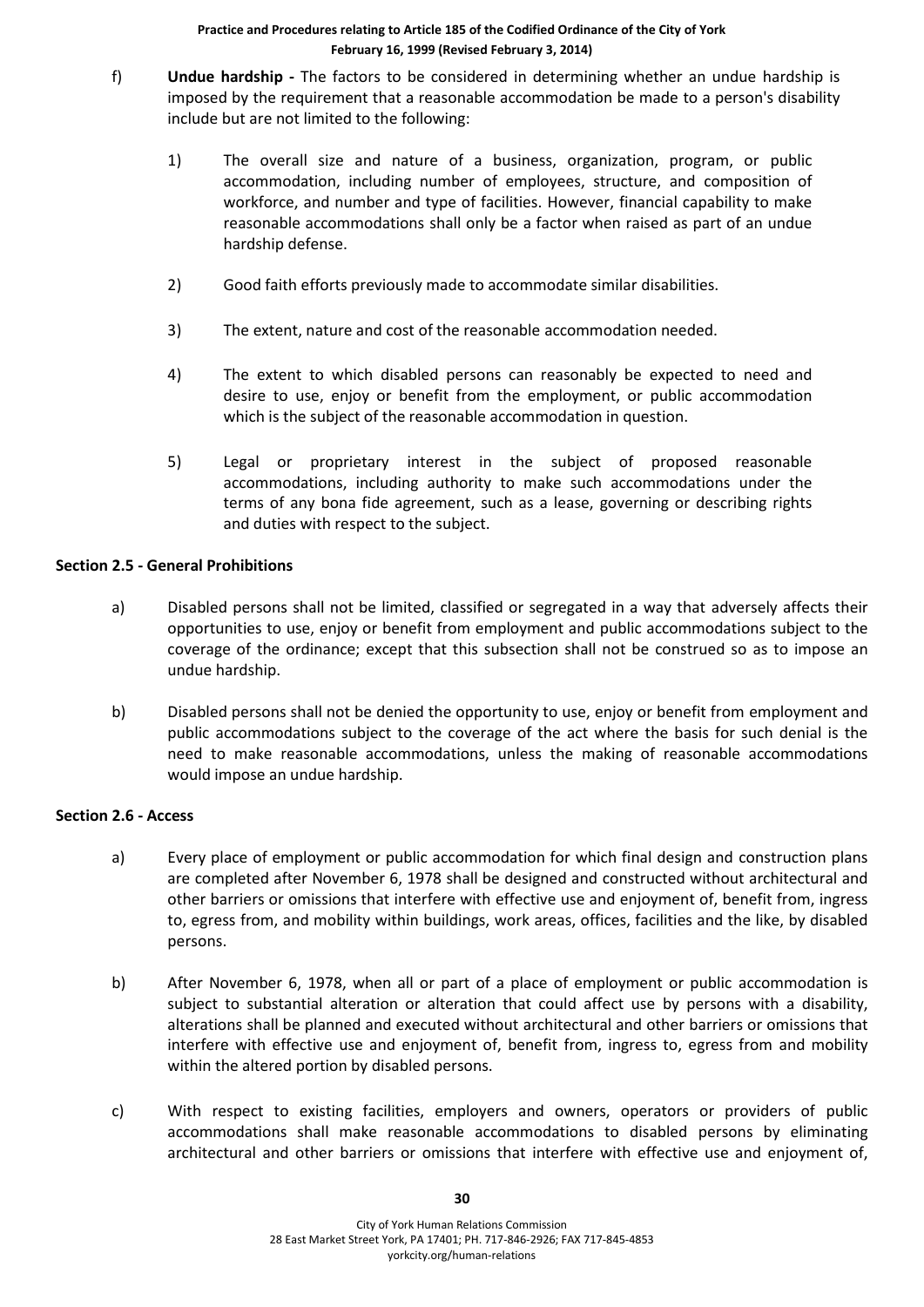f) **Undue hardship -** The factors to be considered in determining whether an undue hardship is imposed by the requirement that a reasonable accommodation be made to a person's disability include but are not limited to the following:

1) The overall size and nature of a business, organization, program, or public accommodation, including number of employees, structure, and composition of workforce, and number and type of facilities. However, financial capability to make reasonable accommodations shall only be a factor when raised as part of an undue hardship defense.

2) Good faith efforts previously made to accommodate similar disabilities.

3) The extent, nature and cost of the reasonable accommodation needed.

4) The extent to which disabled persons can reasonably be expected to need and desire to use, enjoy or benefit from the employment, or public accommodation which is the subject of the reasonable accommodation in question.

5) Legal or proprietary interest in the subject of proposed reasonable accommodations, including authority to make such accommodations under the terms of any bona fide agreement, such as a lease, governing or describing rights and duties with respect to the subject.

**Section 2.5 - General Prohibitions**

a) Disabled persons shall not be limited, classified or segregated in a way that adversely affects their opportunities to use, enjoy or benefit from employment and public accommodations subject to the coverage of the ordinance; except that this subsection shall not be construed so as to impose an undue hardship.

b) Disabled persons shall not be denied the opportunity to use, enjoy or benefit from employment and public accommodations subject to the coverage of the act where the basis for such denial is the need to make reasonable accommodations, unless the making of reasonable accommodations would impose an undue hardship.

**Section 2.6 - Access**

a) Every place of employment or public accommodation for which final design and construction plans are completed after November 6, 1978 shall be designed and constructed without architectural and other barriers or omissions that interfere with effective use and enjoyment of, benefit from, ingress to, egress from, and mobility within buildings, work areas, offices, facilities and the like, by disabled persons.

b) After November 6, 1978, when all or part of a place of employment or public accommodation is subject to substantial alteration or alteration that could affect use by persons with a disability, alterations shall be planned and executed without architectural and other barriers or omissions that interfere with effective use and enjoyment of, benefit from, ingress to, egress from and mobility within the altered portion by disabled persons.

c) With respect to existing facilities, employers and owners, operators or providers of public accommodations shall make reasonable accommodations to disabled persons by eliminating architectural and other barriers or omissions that interfere with effective use and enjoyment of,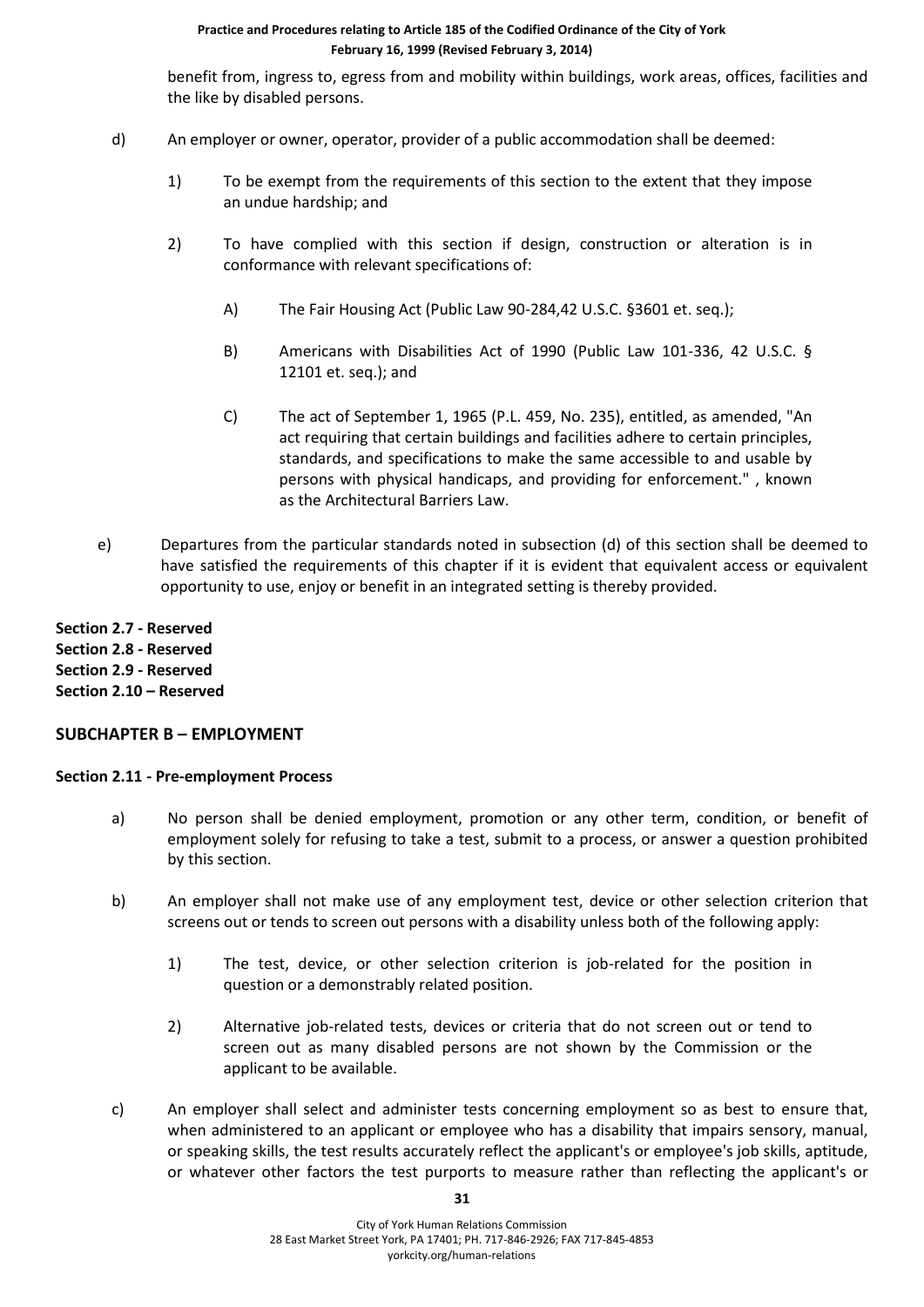benefit from, ingress to, egress from and mobility within buildings, work areas, offices, facilities and the like by disabled persons.

d) An employer or owner, operator, provider of a public accommodation shall be deemed:

   1) To be exempt from the requirements of this section to the extent that they impose an undue hardship; and

   2) To have complied with this section if design, construction or alteration is in conformance with relevant specifications of:

      A) The Fair Housing Act (Public Law 90-284,42 U.S.C. §3601 et. seq.);

      B) Americans with Disabilities Act of 1990 (Public Law 101-336, 42 U.S.C. § 12101 et. seq.); and

      C) The act of September 1, 1965 (P.L. 459, No. 235), entitled, as amended, "An act requiring that certain buildings and facilities adhere to certain principles, standards, and specifications to make the same accessible to and usable by persons with physical handicaps, and providing for enforcement." , known as the Architectural Barriers Law.

e) Departures from the particular standards noted in subsection (d) of this section shall be deemed to have satisfied the requirements of this chapter if it is evident that equivalent access or equivalent opportunity to use, enjoy or benefit in an integrated setting is thereby provided.

**Section 2.7 - Reserved**
**Section 2.8 - Reserved**
**Section 2.9 - Reserved**
**Section 2.10 – Reserved**

## SUBCHAPTER B – EMPLOYMENT

### Section 2.11 - Pre-employment Process

a) No person shall be denied employment, promotion or any other term, condition, or benefit of employment solely for refusing to take a test, submit to a process, or answer a question prohibited by this section.

b) An employer shall not make use of any employment test, device or other selection criterion that screens out or tends to screen out persons with a disability unless both of the following apply:

   1) The test, device, or other selection criterion is job-related for the position in question or a demonstrably related position.

   2) Alternative job-related tests, devices or criteria that do not screen out or tend to screen out as many disabled persons are not shown by the Commission or the applicant to be available.

c) An employer shall select and administer tests concerning employment so as best to ensure that, when administered to an applicant or employee who has a disability that impairs sensory, manual, or speaking skills, the test results accurately reflect the applicant's or employee's job skills, aptitude, or whatever other factors the test purports to measure rather than reflecting the applicant's or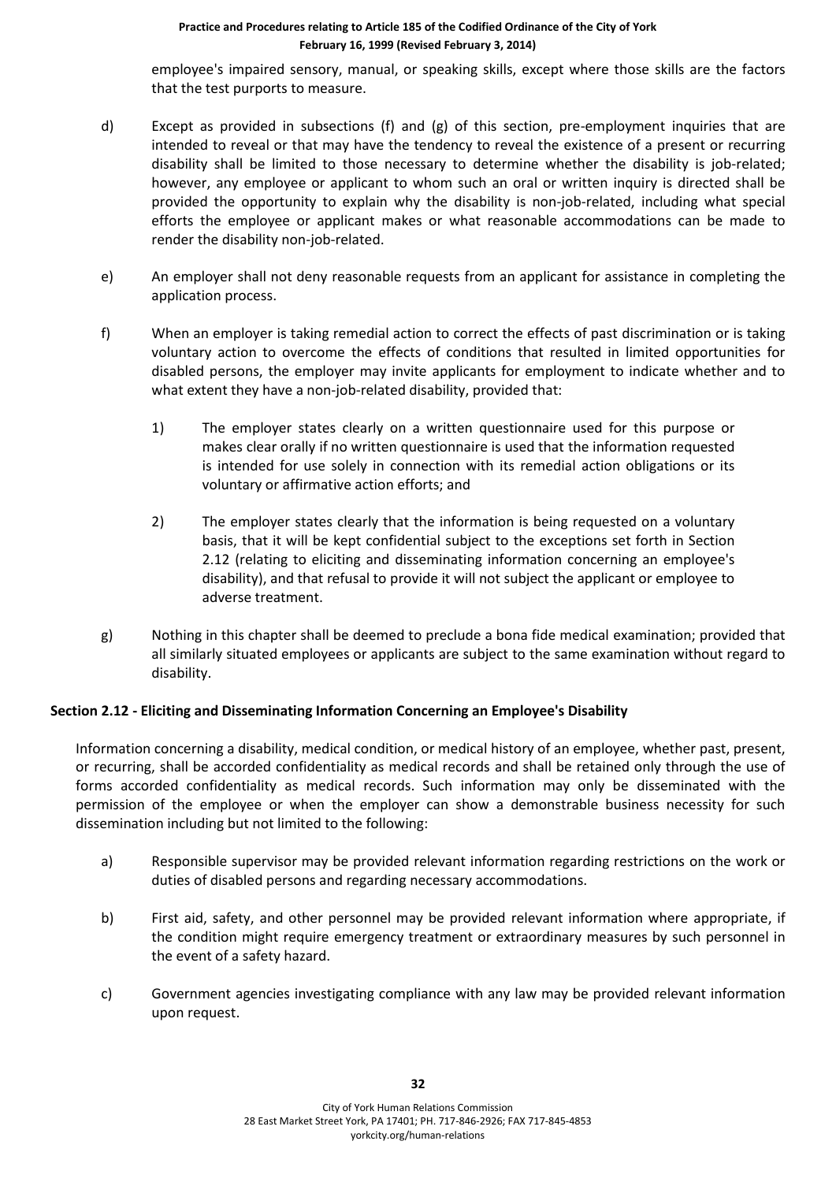employee's impaired sensory, manual, or speaking skills, except where those skills are the factors that the test purports to measure.

d) Except as provided in subsections (f) and (g) of this section, pre-employment inquiries that are intended to reveal or that may have the tendency to reveal the existence of a present or recurring disability shall be limited to those necessary to determine whether the disability is job-related; however, any employee or applicant to whom such an oral or written inquiry is directed shall be provided the opportunity to explain why the disability is non-job-related, including what special efforts the employee or applicant makes or what reasonable accommodations can be made to render the disability non-job-related.

e) An employer shall not deny reasonable requests from an applicant for assistance in completing the application process.

f) When an employer is taking remedial action to correct the effects of past discrimination or is taking voluntary action to overcome the effects of conditions that resulted in limited opportunities for disabled persons, the employer may invite applicants for employment to indicate whether and to what extent they have a non-job-related disability, provided that:

   1) The employer states clearly on a written questionnaire used for this purpose or makes clear orally if no written questionnaire is used that the information requested is intended for use solely in connection with its remedial action obligations or its voluntary or affirmative action efforts; and

   2) The employer states clearly that the information is being requested on a voluntary basis, that it will be kept confidential subject to the exceptions set forth in Section 2.12 (relating to eliciting and disseminating information concerning an employee's disability), and that refusal to provide it will not subject the applicant or employee to adverse treatment.

g) Nothing in this chapter shall be deemed to preclude a bona fide medical examination; provided that all similarly situated employees or applicants are subject to the same examination without regard to disability.

**Section 2.12 - Eliciting and Disseminating Information Concerning an Employee's Disability**

Information concerning a disability, medical condition, or medical history of an employee, whether past, present, or recurring, shall be accorded confidentiality as medical records and shall be retained only through the use of forms accorded confidentiality as medical records. Such information may only be disseminated with the permission of the employee or when the employer can show a demonstrable business necessity for such dissemination including but not limited to the following:

a) Responsible supervisor may be provided relevant information regarding restrictions on the work or duties of disabled persons and regarding necessary accommodations.

b) First aid, safety, and other personnel may be provided relevant information where appropriate, if the condition might require emergency treatment or extraordinary measures by such personnel in the event of a safety hazard.

c) Government agencies investigating compliance with any law may be provided relevant information upon request.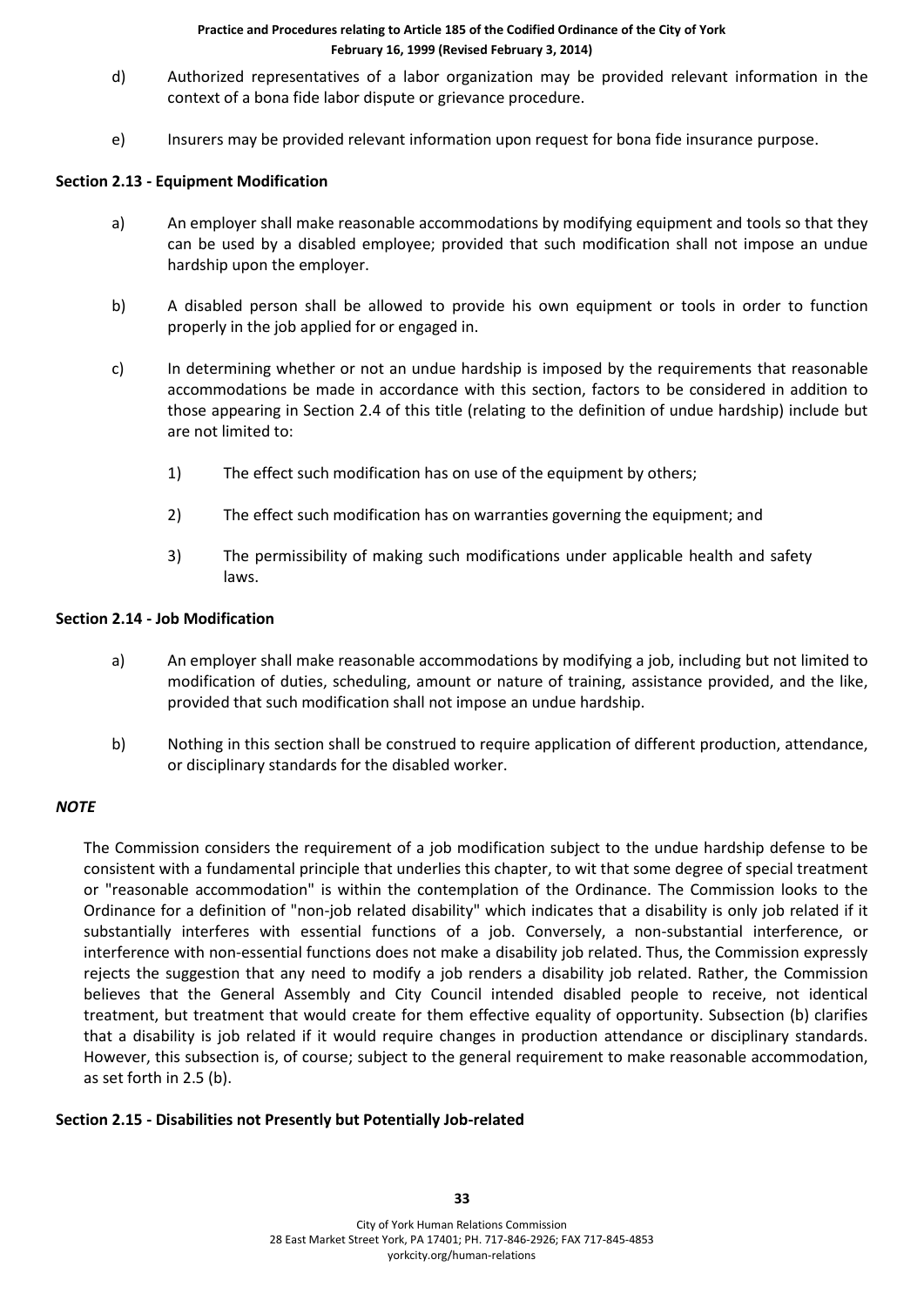d) Authorized representatives of a labor organization may be provided relevant information in the context of a bona fide labor dispute or grievance procedure.

e) Insurers may be provided relevant information upon request for bona fide insurance purpose.

**Section 2.13 - Equipment Modification**

a) An employer shall make reasonable accommodations by modifying equipment and tools so that they can be used by a disabled employee; provided that such modification shall not impose an undue hardship upon the employer.

b) A disabled person shall be allowed to provide his own equipment or tools in order to function properly in the job applied for or engaged in.

c) In determining whether or not an undue hardship is imposed by the requirements that reasonable accommodations be made in accordance with this section, factors to be considered in addition to those appearing in Section 2.4 of this title (relating to the definition of undue hardship) include but are not limited to:

1) The effect such modification has on use of the equipment by others;

2) The effect such modification has on warranties governing the equipment; and

3) The permissibility of making such modifications under applicable health and safety laws.

**Section 2.14 - Job Modification**

a) An employer shall make reasonable accommodations by modifying a job, including but not limited to modification of duties, scheduling, amount or nature of training, assistance provided, and the like, provided that such modification shall not impose an undue hardship.

b) Nothing in this section shall be construed to require application of different production, attendance, or disciplinary standards for the disabled worker.

***NOTE***

The Commission considers the requirement of a job modification subject to the undue hardship defense to be consistent with a fundamental principle that underlies this chapter, to wit that some degree of special treatment or "reasonable accommodation" is within the contemplation of the Ordinance. The Commission looks to the Ordinance for a definition of "non-job related disability" which indicates that a disability is only job related if it substantially interferes with essential functions of a job. Conversely, a non-substantial interference, or interference with non-essential functions does not make a disability job related. Thus, the Commission expressly rejects the suggestion that any need to modify a job renders a disability job related. Rather, the Commission believes that the General Assembly and City Council intended disabled people to receive, not identical treatment, but treatment that would create for them effective equality of opportunity. Subsection (b) clarifies that a disability is job related if it would require changes in production attendance or disciplinary standards. However, this subsection is, of course; subject to the general requirement to make reasonable accommodation, as set forth in 2.5 (b).

**Section 2.15 - Disabilities not Presently but Potentially Job-related**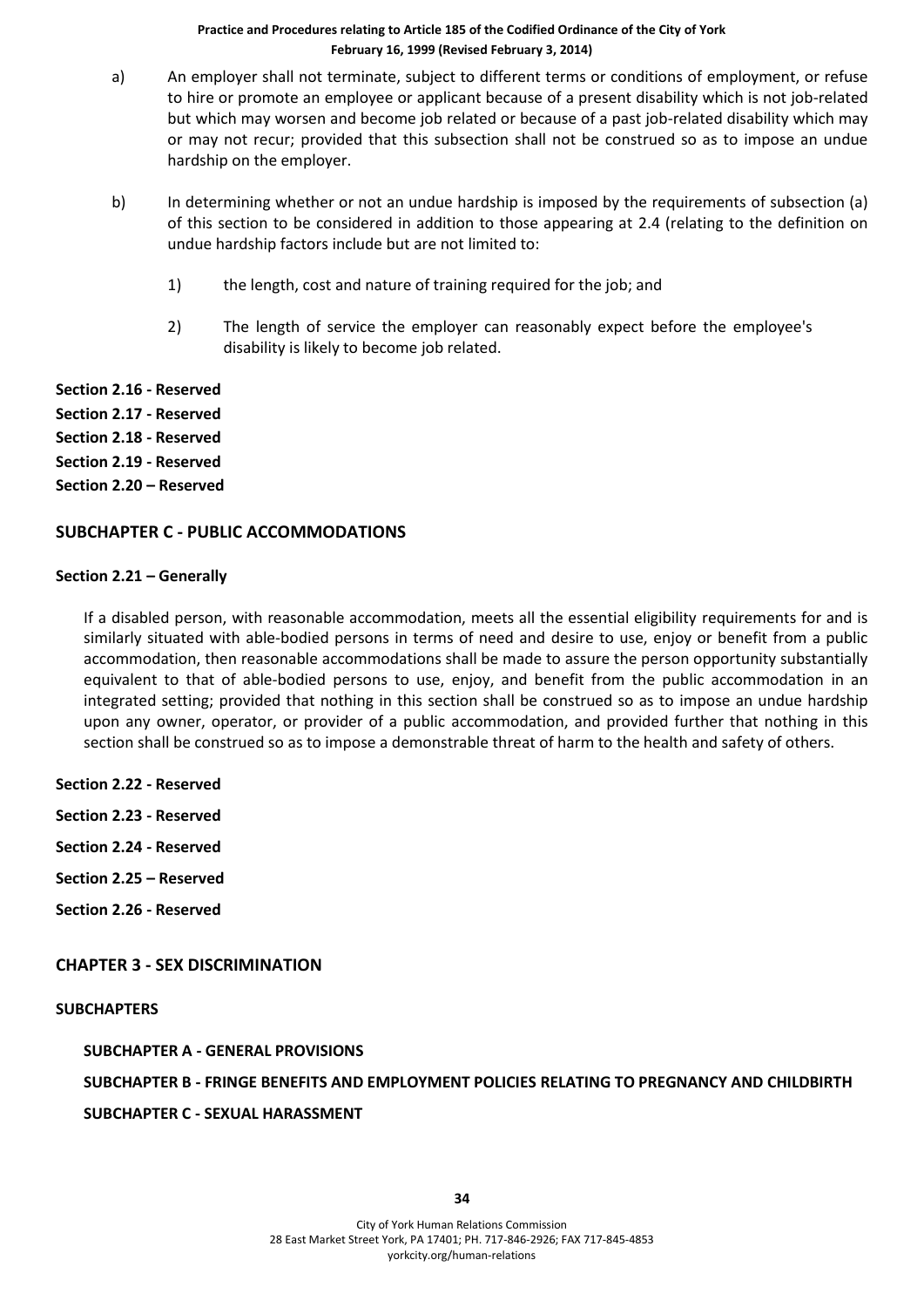a) An employer shall not terminate, subject to different terms or conditions of employment, or refuse to hire or promote an employee or applicant because of a present disability which is not job-related but which may worsen and become job related or because of a past job-related disability which may or may not recur; provided that this subsection shall not be construed so as to impose an undue hardship on the employer.

b) In determining whether or not an undue hardship is imposed by the requirements of subsection (a) of this section to be considered in addition to those appearing at 2.4 (relating to the definition on undue hardship factors include but are not limited to:

   1) the length, cost and nature of training required for the job; and

   2) The length of service the employer can reasonably expect before the employee's disability is likely to become job related.

**Section 2.16 - Reserved**

**Section 2.17 - Reserved**

**Section 2.18 - Reserved**

**Section 2.19 - Reserved**

**Section 2.20 – Reserved**

## SUBCHAPTER C - PUBLIC ACCOMMODATIONS

**Section 2.21 – Generally**

If a disabled person, with reasonable accommodation, meets all the essential eligibility requirements for and is similarly situated with able-bodied persons in terms of need and desire to use, enjoy or benefit from a public accommodation, then reasonable accommodations shall be made to assure the person opportunity substantially equivalent to that of able-bodied persons to use, enjoy, and benefit from the public accommodation in an integrated setting; provided that nothing in this section shall be construed so as to impose an undue hardship upon any owner, operator, or provider of a public accommodation, and provided further that nothing in this section shall be construed so as to impose a demonstrable threat of harm to the health and safety of others.

**Section 2.22 - Reserved**

**Section 2.23 - Reserved**

**Section 2.24 - Reserved**

**Section 2.25 – Reserved**

**Section 2.26 - Reserved**

## CHAPTER 3 - SEX DISCRIMINATION

**SUBCHAPTERS**

**SUBCHAPTER A - GENERAL PROVISIONS**

**SUBCHAPTER B - FRINGE BENEFITS AND EMPLOYMENT POLICIES RELATING TO PREGNANCY AND CHILDBIRTH**

**SUBCHAPTER C - SEXUAL HARASSMENT**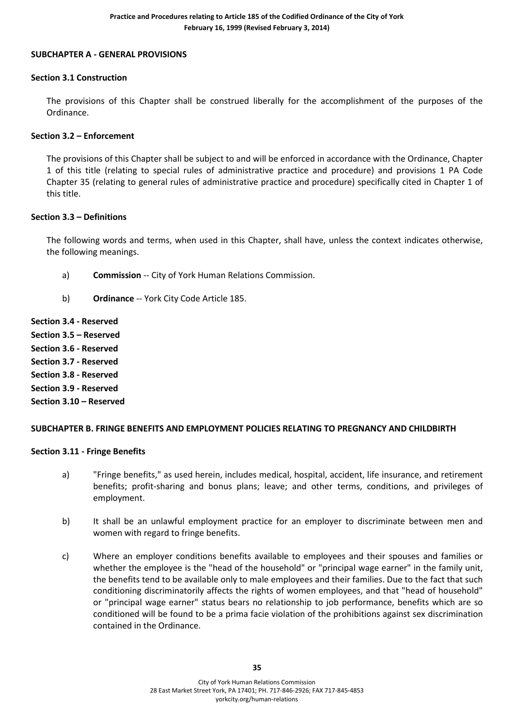## SUBCHAPTER A - GENERAL PROVISIONS

### Section 3.1 Construction

The provisions of this Chapter shall be construed liberally for the accomplishment of the purposes of the Ordinance.

### Section 3.2 – Enforcement

The provisions of this Chapter shall be subject to and will be enforced in accordance with the Ordinance, Chapter 1 of this title (relating to special rules of administrative practice and procedure) and provisions 1 PA Code Chapter 35 (relating to general rules of administrative practice and procedure) specifically cited in Chapter 1 of this title.

### Section 3.3 – Definitions

The following words and terms, when used in this Chapter, shall have, unless the context indicates otherwise, the following meanings.

a) **Commission** -- City of York Human Relations Commission.

b) **Ordinance** -- York City Code Article 185.

**Section 3.4 - Reserved**
**Section 3.5 – Reserved**
**Section 3.6 - Reserved**
**Section 3.7 - Reserved**
**Section 3.8 - Reserved**
**Section 3.9 - Reserved**
**Section 3.10 – Reserved**

## SUBCHAPTER B. FRINGE BENEFITS AND EMPLOYMENT POLICIES RELATING TO PREGNANCY AND CHILDBIRTH

### Section 3.11 - Fringe Benefits

a) "Fringe benefits," as used herein, includes medical, hospital, accident, life insurance, and retirement benefits; profit-sharing and bonus plans; leave; and other terms, conditions, and privileges of employment.

b) It shall be an unlawful employment practice for an employer to discriminate between men and women with regard to fringe benefits.

c) Where an employer conditions benefits available to employees and their spouses and families or whether the employee is the "head of the household" or "principal wage earner" in the family unit, the benefits tend to be available only to male employees and their families. Due to the fact that such conditioning discriminatorily affects the rights of women employees, and that "head of household" or "principal wage earner" status bears no relationship to job performance, benefits which are so conditioned will be found to be a prima facie violation of the prohibitions against sex discrimination contained in the Ordinance.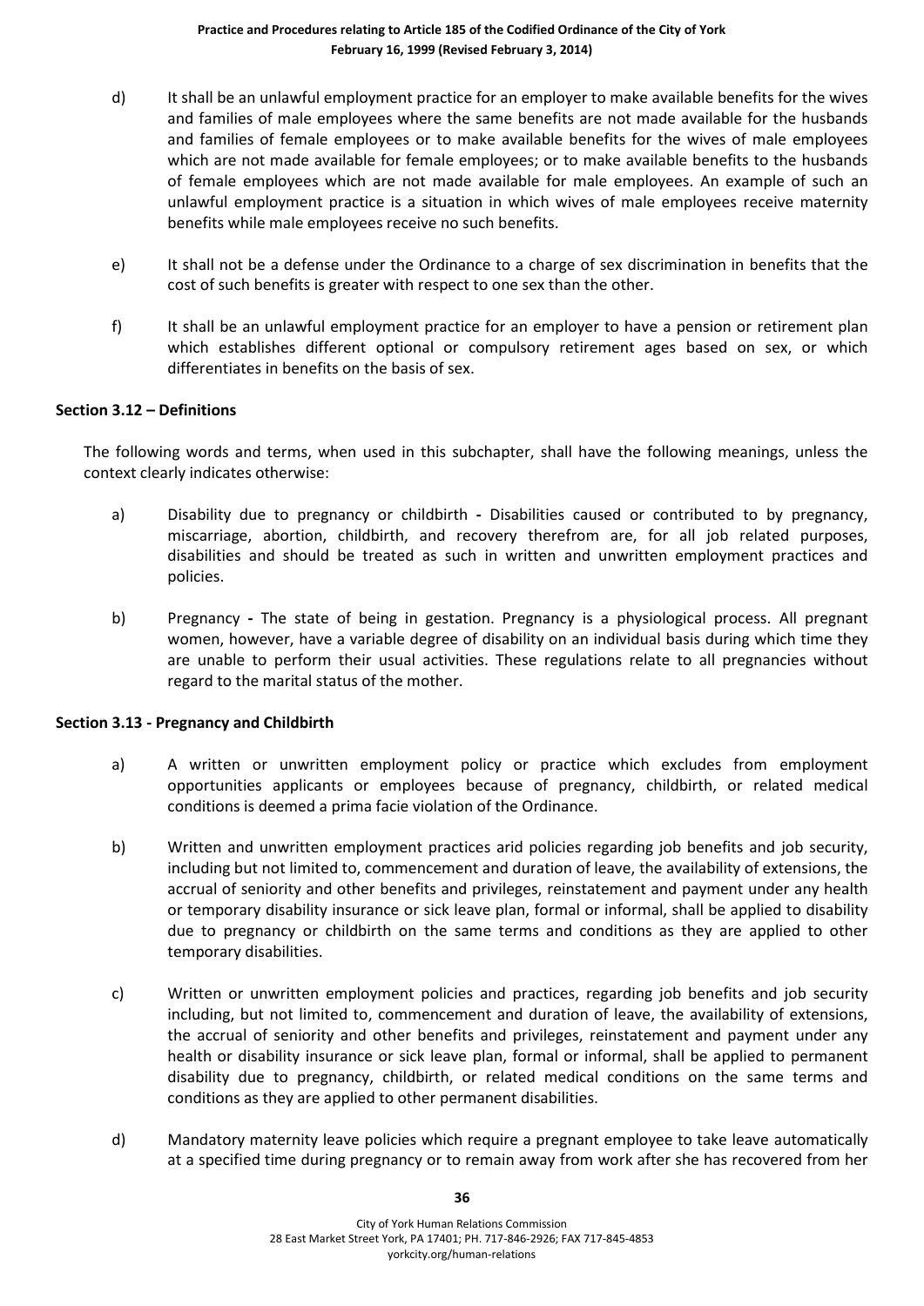d) It shall be an unlawful employment practice for an employer to make available benefits for the wives and families of male employees where the same benefits are not made available for the husbands and families of female employees or to make available benefits for the wives of male employees which are not made available for female employees; or to make available benefits to the husbands of female employees which are not made available for male employees. An example of such an unlawful employment practice is a situation in which wives of male employees receive maternity benefits while male employees receive no such benefits.

e) It shall not be a defense under the Ordinance to a charge of sex discrimination in benefits that the cost of such benefits is greater with respect to one sex than the other.

f) It shall be an unlawful employment practice for an employer to have a pension or retirement plan which establishes different optional or compulsory retirement ages based on sex, or which differentiates in benefits on the basis of sex.

**Section 3.12 – Definitions**

The following words and terms, when used in this subchapter, shall have the following meanings, unless the context clearly indicates otherwise:

a) Disability due to pregnancy or childbirth **-** Disabilities caused or contributed to by pregnancy, miscarriage, abortion, childbirth, and recovery therefrom are, for all job related purposes, disabilities and should be treated as such in written and unwritten employment practices and policies.

b) Pregnancy **-** The state of being in gestation. Pregnancy is a physiological process. All pregnant women, however, have a variable degree of disability on an individual basis during which time they are unable to perform their usual activities. These regulations relate to all pregnancies without regard to the marital status of the mother.

**Section 3.13 - Pregnancy and Childbirth**

a) A written or unwritten employment policy or practice which excludes from employment opportunities applicants or employees because of pregnancy, childbirth, or related medical conditions is deemed a prima facie violation of the Ordinance.

b) Written and unwritten employment practices arid policies regarding job benefits and job security, including but not limited to, commencement and duration of leave, the availability of extensions, the accrual of seniority and other benefits and privileges, reinstatement and payment under any health or temporary disability insurance or sick leave plan, formal or informal, shall be applied to disability due to pregnancy or childbirth on the same terms and conditions as they are applied to other temporary disabilities.

c) Written or unwritten employment policies and practices, regarding job benefits and job security including, but not limited to, commencement and duration of leave, the availability of extensions, the accrual of seniority and other benefits and privileges, reinstatement and payment under any health or disability insurance or sick leave plan, formal or informal, shall be applied to permanent disability due to pregnancy, childbirth, or related medical conditions on the same terms and conditions as they are applied to other permanent disabilities.

d) Mandatory maternity leave policies which require a pregnant employee to take leave automatically at a specified time during pregnancy or to remain away from work after she has recovered from her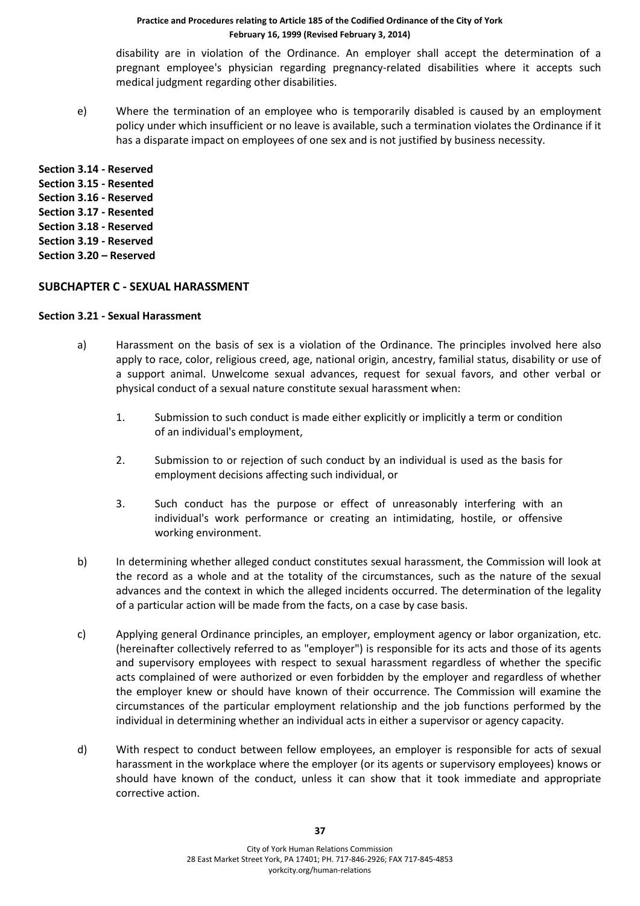disability are in violation of the Ordinance. An employer shall accept the determination of a pregnant employee's physician regarding pregnancy-related disabilities where it accepts such medical judgment regarding other disabilities.

e) Where the termination of an employee who is temporarily disabled is caused by an employment policy under which insufficient or no leave is available, such a termination violates the Ordinance if it has a disparate impact on employees of one sex and is not justified by business necessity.

**Section 3.14 - Reserved**
**Section 3.15 - Resented**
**Section 3.16 - Reserved**
**Section 3.17 - Resented**
**Section 3.18 - Reserved**
**Section 3.19 - Reserved**
**Section 3.20 – Reserved**

## SUBCHAPTER C - SEXUAL HARASSMENT

### Section 3.21 - Sexual Harassment

a) Harassment on the basis of sex is a violation of the Ordinance. The principles involved here also apply to race, color, religious creed, age, national origin, ancestry, familial status, disability or use of a support animal. Unwelcome sexual advances, request for sexual favors, and other verbal or physical conduct of a sexual nature constitute sexual harassment when:

   1. Submission to such conduct is made either explicitly or implicitly a term or condition of an individual's employment,

   2. Submission to or rejection of such conduct by an individual is used as the basis for employment decisions affecting such individual, or

   3. Such conduct has the purpose or effect of unreasonably interfering with an individual's work performance or creating an intimidating, hostile, or offensive working environment.

b) In determining whether alleged conduct constitutes sexual harassment, the Commission will look at the record as a whole and at the totality of the circumstances, such as the nature of the sexual advances and the context in which the alleged incidents occurred. The determination of the legality of a particular action will be made from the facts, on a case by case basis.

c) Applying general Ordinance principles, an employer, employment agency or labor organization, etc. (hereinafter collectively referred to as "employer") is responsible for its acts and those of its agents and supervisory employees with respect to sexual harassment regardless of whether the specific acts complained of were authorized or even forbidden by the employer and regardless of whether the employer knew or should have known of their occurrence. The Commission will examine the circumstances of the particular employment relationship and the job functions performed by the individual in determining whether an individual acts in either a supervisor or agency capacity.

d) With respect to conduct between fellow employees, an employer is responsible for acts of sexual harassment in the workplace where the employer (or its agents or supervisory employees) knows or should have known of the conduct, unless it can show that it took immediate and appropriate corrective action.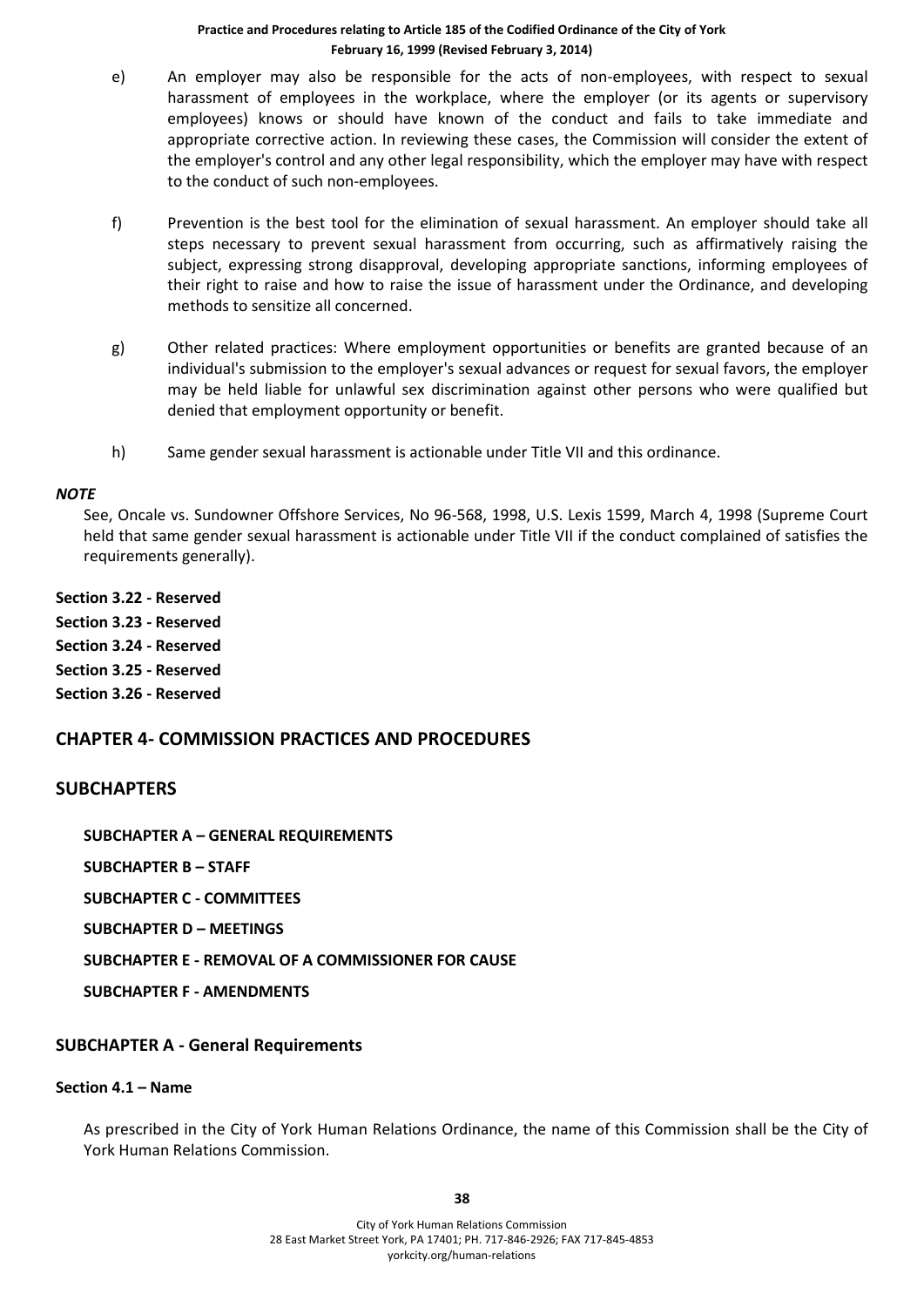e) An employer may also be responsible for the acts of non-employees, with respect to sexual harassment of employees in the workplace, where the employer (or its agents or supervisory employees) knows or should have known of the conduct and fails to take immediate and appropriate corrective action. In reviewing these cases, the Commission will consider the extent of the employer's control and any other legal responsibility, which the employer may have with respect to the conduct of such non-employees.

f) Prevention is the best tool for the elimination of sexual harassment. An employer should take all steps necessary to prevent sexual harassment from occurring, such as affirmatively raising the subject, expressing strong disapproval, developing appropriate sanctions, informing employees of their right to raise and how to raise the issue of harassment under the Ordinance, and developing methods to sensitize all concerned.

g) Other related practices: Where employment opportunities or benefits are granted because of an individual's submission to the employer's sexual advances or request for sexual favors, the employer may be held liable for unlawful sex discrimination against other persons who were qualified but denied that employment opportunity or benefit.

h) Same gender sexual harassment is actionable under Title VII and this ordinance.

***NOTE***

See, Oncale vs. Sundowner Offshore Services, No 96-568, 1998, U.S. Lexis 1599, March 4, 1998 (Supreme Court held that same gender sexual harassment is actionable under Title VII if the conduct complained of satisfies the requirements generally).

**Section 3.22 - Reserved**

**Section 3.23 - Reserved**

**Section 3.24 - Reserved**

**Section 3.25 - Reserved**

**Section 3.26 - Reserved**

## CHAPTER 4- COMMISSION PRACTICES AND PROCEDURES

## SUBCHAPTERS

**SUBCHAPTER A – GENERAL REQUIREMENTS**

**SUBCHAPTER B – STAFF**

**SUBCHAPTER C - COMMITTEES**

**SUBCHAPTER D – MEETINGS**

**SUBCHAPTER E - REMOVAL OF A COMMISSIONER FOR CAUSE**

**SUBCHAPTER F - AMENDMENTS**

### SUBCHAPTER A - General Requirements

#### Section 4.1 – Name

As prescribed in the City of York Human Relations Ordinance, the name of this Commission shall be the City of York Human Relations Commission.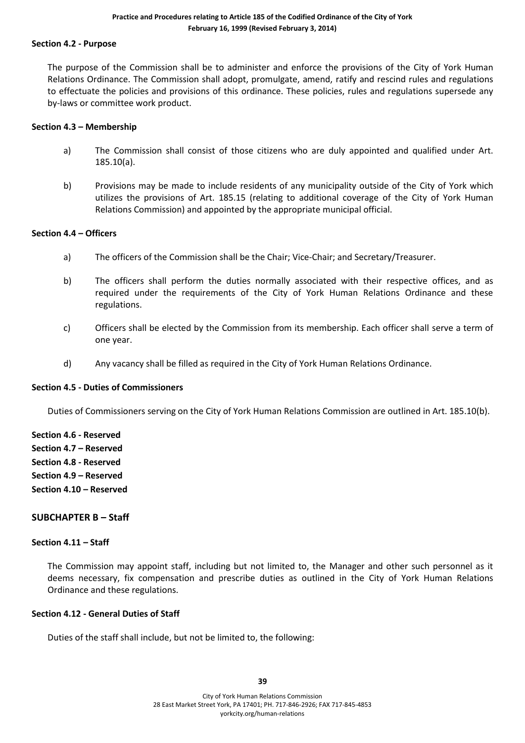**Section 4.2 - Purpose**

The purpose of the Commission shall be to administer and enforce the provisions of the City of York Human Relations Ordinance. The Commission shall adopt, promulgate, amend, ratify and rescind rules and regulations to effectuate the policies and provisions of this ordinance. These policies, rules and regulations supersede any by-laws or committee work product.

**Section 4.3 – Membership**

a) The Commission shall consist of those citizens who are duly appointed and qualified under Art. 185.10(a).

b) Provisions may be made to include residents of any municipality outside of the City of York which utilizes the provisions of Art. 185.15 (relating to additional coverage of the City of York Human Relations Commission) and appointed by the appropriate municipal official.

**Section 4.4 – Officers**

a) The officers of the Commission shall be the Chair; Vice-Chair; and Secretary/Treasurer.

b) The officers shall perform the duties normally associated with their respective offices, and as required under the requirements of the City of York Human Relations Ordinance and these regulations.

c) Officers shall be elected by the Commission from its membership. Each officer shall serve a term of one year.

d) Any vacancy shall be filled as required in the City of York Human Relations Ordinance.

**Section 4.5 - Duties of Commissioners**

Duties of Commissioners serving on the City of York Human Relations Commission are outlined in Art. 185.10(b).

**Section 4.6 - Reserved**
**Section 4.7 – Reserved**
**Section 4.8 - Reserved**
**Section 4.9 – Reserved**
**Section 4.10 – Reserved**

## SUBCHAPTER B – Staff

**Section 4.11 – Staff**

The Commission may appoint staff, including but not limited to, the Manager and other such personnel as it deems necessary, fix compensation and prescribe duties as outlined in the City of York Human Relations Ordinance and these regulations.

**Section 4.12 - General Duties of Staff**

Duties of the staff shall include, but not be limited to, the following: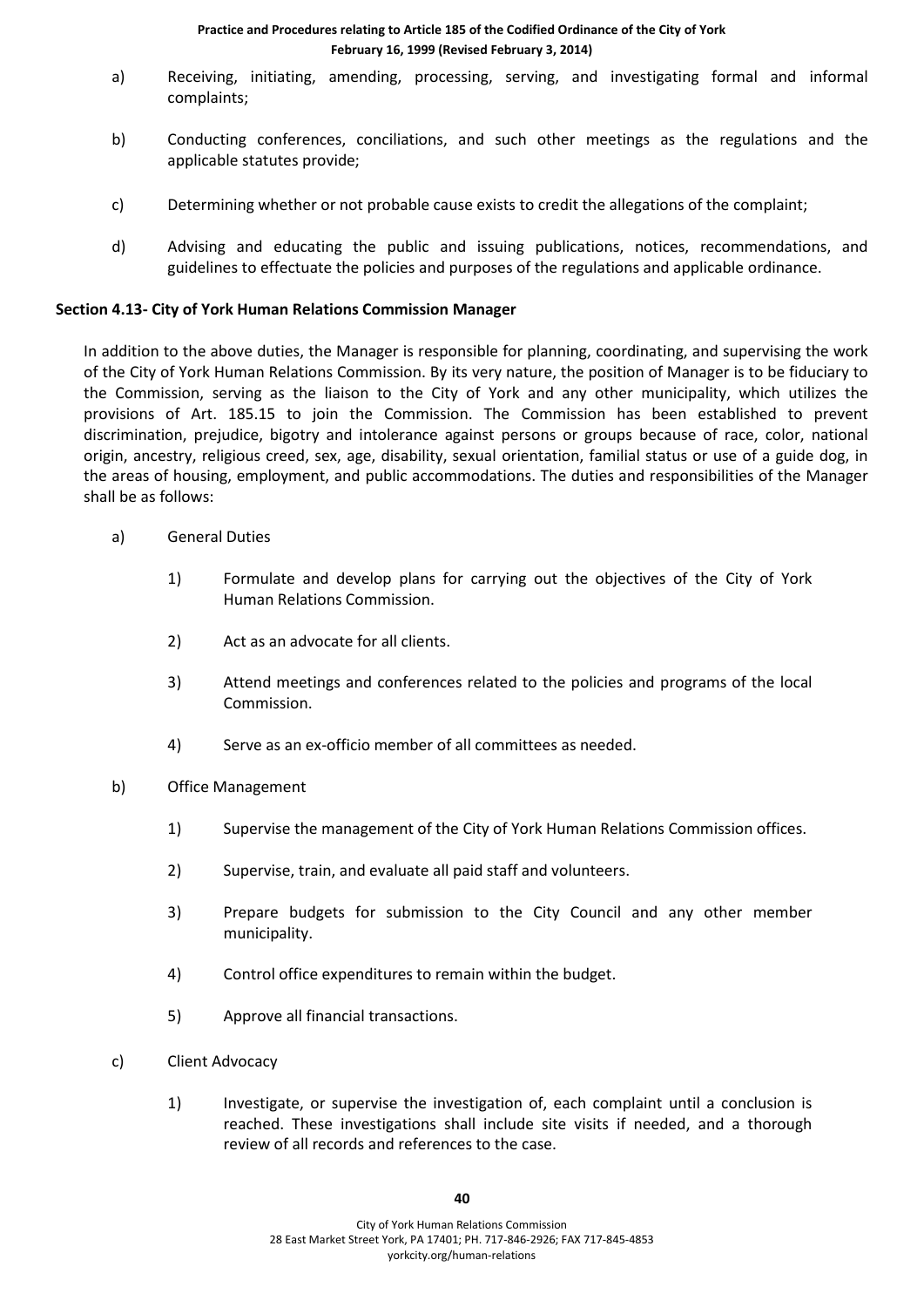a) Receiving, initiating, amending, processing, serving, and investigating formal and informal complaints;

b) Conducting conferences, conciliations, and such other meetings as the regulations and the applicable statutes provide;

c) Determining whether or not probable cause exists to credit the allegations of the complaint;

d) Advising and educating the public and issuing publications, notices, recommendations, and guidelines to effectuate the policies and purposes of the regulations and applicable ordinance.

**Section 4.13- City of York Human Relations Commission Manager**

In addition to the above duties, the Manager is responsible for planning, coordinating, and supervising the work of the City of York Human Relations Commission. By its very nature, the position of Manager is to be fiduciary to the Commission, serving as the liaison to the City of York and any other municipality, which utilizes the provisions of Art. 185.15 to join the Commission. The Commission has been established to prevent discrimination, prejudice, bigotry and intolerance against persons or groups because of race, color, national origin, ancestry, religious creed, sex, age, disability, sexual orientation, familial status or use of a guide dog, in the areas of housing, employment, and public accommodations. The duties and responsibilities of the Manager shall be as follows:

a) General Duties

   1) Formulate and develop plans for carrying out the objectives of the City of York Human Relations Commission.

   2) Act as an advocate for all clients.

   3) Attend meetings and conferences related to the policies and programs of the local Commission.

   4) Serve as an ex-officio member of all committees as needed.

b) Office Management

   1) Supervise the management of the City of York Human Relations Commission offices.

   2) Supervise, train, and evaluate all paid staff and volunteers.

   3) Prepare budgets for submission to the City Council and any other member municipality.

   4) Control office expenditures to remain within the budget.

   5) Approve all financial transactions.

c) Client Advocacy

   1) Investigate, or supervise the investigation of, each complaint until a conclusion is reached. These investigations shall include site visits if needed, and a thorough review of all records and references to the case.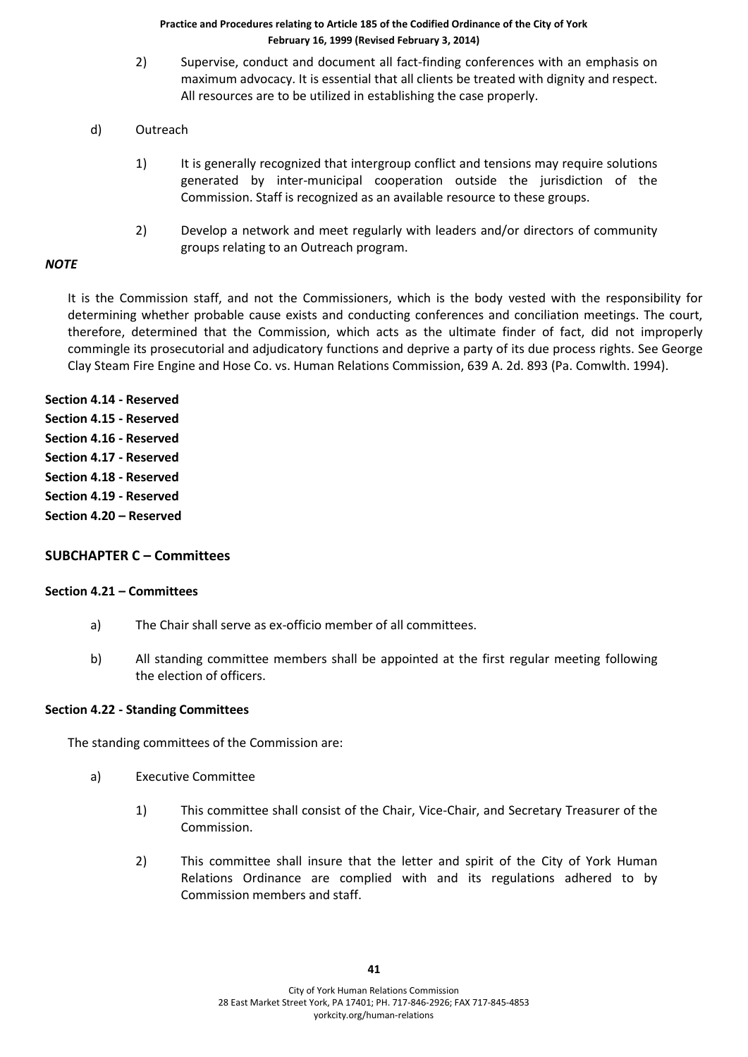2) Supervise, conduct and document all fact-finding conferences with an emphasis on maximum advocacy. It is essential that all clients be treated with dignity and respect. All resources are to be utilized in establishing the case properly.

d) Outreach

1) It is generally recognized that intergroup conflict and tensions may require solutions generated by inter-municipal cooperation outside the jurisdiction of the Commission. Staff is recognized as an available resource to these groups.

2) Develop a network and meet regularly with leaders and/or directors of community groups relating to an Outreach program.

***NOTE***

It is the Commission staff, and not the Commissioners, which is the body vested with the responsibility for determining whether probable cause exists and conducting conferences and conciliation meetings. The court, therefore, determined that the Commission, which acts as the ultimate finder of fact, did not improperly commingle its prosecutorial and adjudicatory functions and deprive a party of its due process rights. See George Clay Steam Fire Engine and Hose Co. vs. Human Relations Commission, 639 A. 2d. 893 (Pa. Comwlth. 1994).

**Section 4.14 - Reserved**
**Section 4.15 - Reserved**
**Section 4.16 - Reserved**
**Section 4.17 - Reserved**
**Section 4.18 - Reserved**
**Section 4.19 - Reserved**
**Section 4.20 – Reserved**

## SUBCHAPTER C – Committees

### Section 4.21 – Committees

a) The Chair shall serve as ex-officio member of all committees.

b) All standing committee members shall be appointed at the first regular meeting following the election of officers.

### Section 4.22 - Standing Committees

The standing committees of the Commission are:

a) Executive Committee

1) This committee shall consist of the Chair, Vice-Chair, and Secretary Treasurer of the Commission.

2) This committee shall insure that the letter and spirit of the City of York Human Relations Ordinance are complied with and its regulations adhered to by Commission members and staff.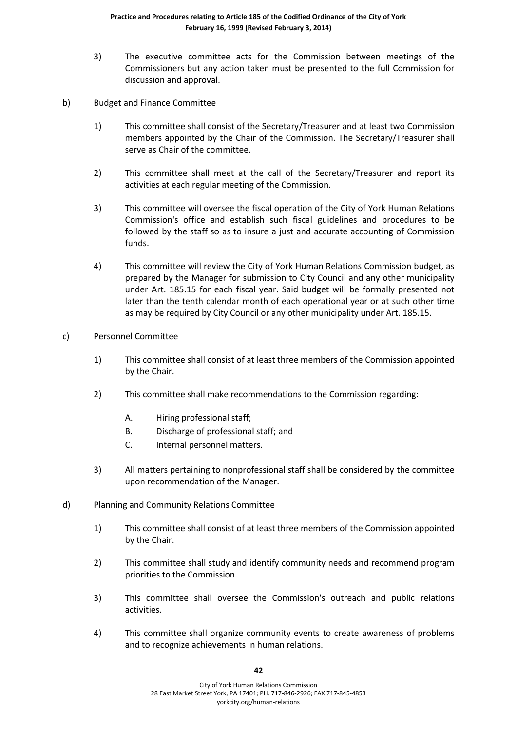3) The executive committee acts for the Commission between meetings of the Commissioners but any action taken must be presented to the full Commission for discussion and approval.

b) Budget and Finance Committee

1) This committee shall consist of the Secretary/Treasurer and at least two Commission members appointed by the Chair of the Commission. The Secretary/Treasurer shall serve as Chair of the committee.

2) This committee shall meet at the call of the Secretary/Treasurer and report its activities at each regular meeting of the Commission.

3) This committee will oversee the fiscal operation of the City of York Human Relations Commission's office and establish such fiscal guidelines and procedures to be followed by the staff so as to insure a just and accurate accounting of Commission funds.

4) This committee will review the City of York Human Relations Commission budget, as prepared by the Manager for submission to City Council and any other municipality under Art. 185.15 for each fiscal year. Said budget will be formally presented not later than the tenth calendar month of each operational year or at such other time as may be required by City Council or any other municipality under Art. 185.15.

c) Personnel Committee

1) This committee shall consist of at least three members of the Commission appointed by the Chair.

2) This committee shall make recommendations to the Commission regarding:

   A. Hiring professional staff;
   B. Discharge of professional staff; and
   C. Internal personnel matters.

3) All matters pertaining to nonprofessional staff shall be considered by the committee upon recommendation of the Manager.

d) Planning and Community Relations Committee

1) This committee shall consist of at least three members of the Commission appointed by the Chair.

2) This committee shall study and identify community needs and recommend program priorities to the Commission.

3) This committee shall oversee the Commission's outreach and public relations activities.

4) This committee shall organize community events to create awareness of problems and to recognize achievements in human relations.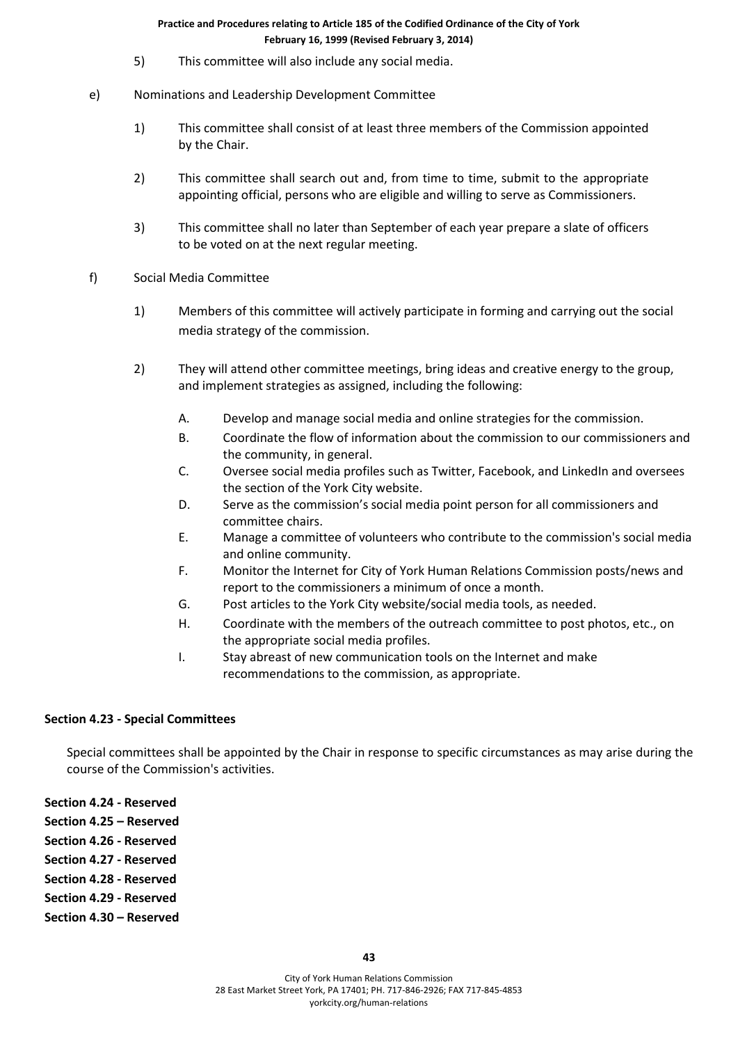5) This committee will also include any social media.

e) Nominations and Leadership Development Committee

1) This committee shall consist of at least three members of the Commission appointed by the Chair.

2) This committee shall search out and, from time to time, submit to the appropriate appointing official, persons who are eligible and willing to serve as Commissioners.

3) This committee shall no later than September of each year prepare a slate of officers to be voted on at the next regular meeting.

f) Social Media Committee

1) Members of this committee will actively participate in forming and carrying out the social media strategy of the commission.

2) They will attend other committee meetings, bring ideas and creative energy to the group, and implement strategies as assigned, including the following:

A. Develop and manage social media and online strategies for the commission.
B. Coordinate the flow of information about the commission to our commissioners and the community, in general.
C. Oversee social media profiles such as Twitter, Facebook, and LinkedIn and oversees the section of the York City website.
D. Serve as the commission's social media point person for all commissioners and committee chairs.
E. Manage a committee of volunteers who contribute to the commission's social media and online community.
F. Monitor the Internet for City of York Human Relations Commission posts/news and report to the commissioners a minimum of once a month.
G. Post articles to the York City website/social media tools, as needed.
H. Coordinate with the members of the outreach committee to post photos, etc., on the appropriate social media profiles.
I. Stay abreast of new communication tools on the Internet and make recommendations to the commission, as appropriate.

**Section 4.23 - Special Committees**

Special committees shall be appointed by the Chair in response to specific circumstances as may arise during the course of the Commission's activities.

**Section 4.24 - Reserved**

**Section 4.25 – Reserved**

**Section 4.26 - Reserved**

**Section 4.27 - Reserved**

**Section 4.28 - Reserved**

**Section 4.29 - Reserved**

**Section 4.30 – Reserved**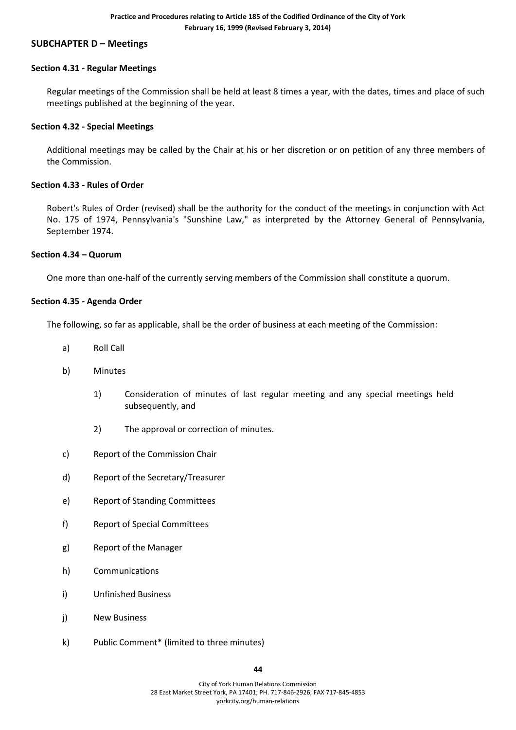## SUBCHAPTER D – Meetings

### Section 4.31 - Regular Meetings

Regular meetings of the Commission shall be held at least 8 times a year, with the dates, times and place of such meetings published at the beginning of the year.

### Section 4.32 - Special Meetings

Additional meetings may be called by the Chair at his or her discretion or on petition of any three members of the Commission.

### Section 4.33 - Rules of Order

Robert's Rules of Order (revised) shall be the authority for the conduct of the meetings in conjunction with Act No. 175 of 1974, Pennsylvania's "Sunshine Law," as interpreted by the Attorney General of Pennsylvania, September 1974.

### Section 4.34 – Quorum

One more than one-half of the currently serving members of the Commission shall constitute a quorum.

### Section 4.35 - Agenda Order

The following, so far as applicable, shall be the order of business at each meeting of the Commission:

a) Roll Call

b) Minutes

   1) Consideration of minutes of last regular meeting and any special meetings held subsequently, and

   2) The approval or correction of minutes.

c) Report of the Commission Chair

d) Report of the Secretary/Treasurer

e) Report of Standing Committees

f) Report of Special Committees

g) Report of the Manager

h) Communications

i) Unfinished Business

j) New Business

k) Public Comment* (limited to three minutes)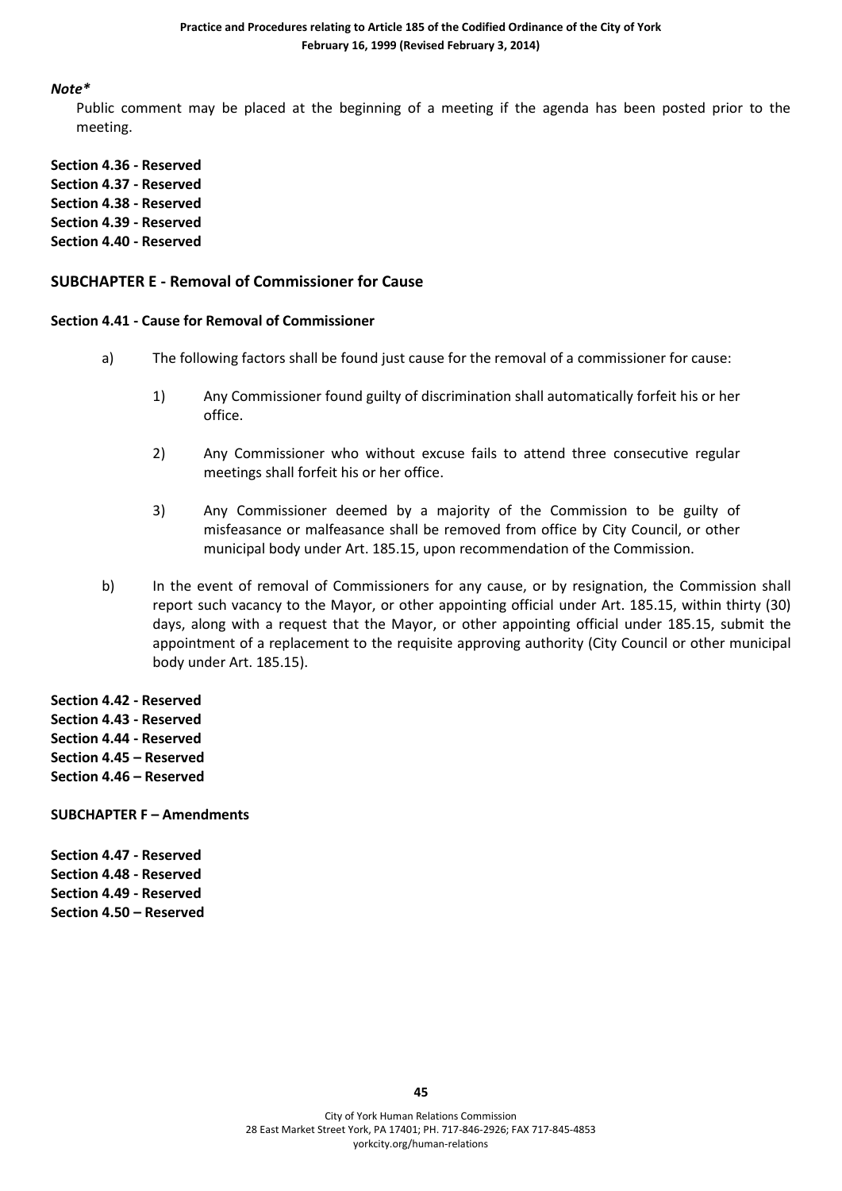***Note****

Public comment may be placed at the beginning of a meeting if the agenda has been posted prior to the meeting.

**Section 4.36 - Reserved**
**Section 4.37 - Reserved**
**Section 4.38 - Reserved**
**Section 4.39 - Reserved**
**Section 4.40 - Reserved**

## SUBCHAPTER E - Removal of Commissioner for Cause

### Section 4.41 - Cause for Removal of Commissioner

a) The following factors shall be found just cause for the removal of a commissioner for cause:

1) Any Commissioner found guilty of discrimination shall automatically forfeit his or her office.

2) Any Commissioner who without excuse fails to attend three consecutive regular meetings shall forfeit his or her office.

3) Any Commissioner deemed by a majority of the Commission to be guilty of misfeasance or malfeasance shall be removed from office by City Council, or other municipal body under Art. 185.15, upon recommendation of the Commission.

b) In the event of removal of Commissioners for any cause, or by resignation, the Commission shall report such vacancy to the Mayor, or other appointing official under Art. 185.15, within thirty (30) days, along with a request that the Mayor, or other appointing official under 185.15, submit the appointment of a replacement to the requisite approving authority (City Council or other municipal body under Art. 185.15).

**Section 4.42 - Reserved**
**Section 4.43 - Reserved**
**Section 4.44 - Reserved**
**Section 4.45 – Reserved**
**Section 4.46 – Reserved**

**SUBCHAPTER F – Amendments**

**Section 4.47 - Reserved**
**Section 4.48 - Reserved**
**Section 4.49 - Reserved**
**Section 4.50 – Reserved**

City of York Human Relations Commission
28 East Market Street York, PA 17401; PH. 717-846-2926; FAX 717-845-4853
yorkcity.org/human-relations